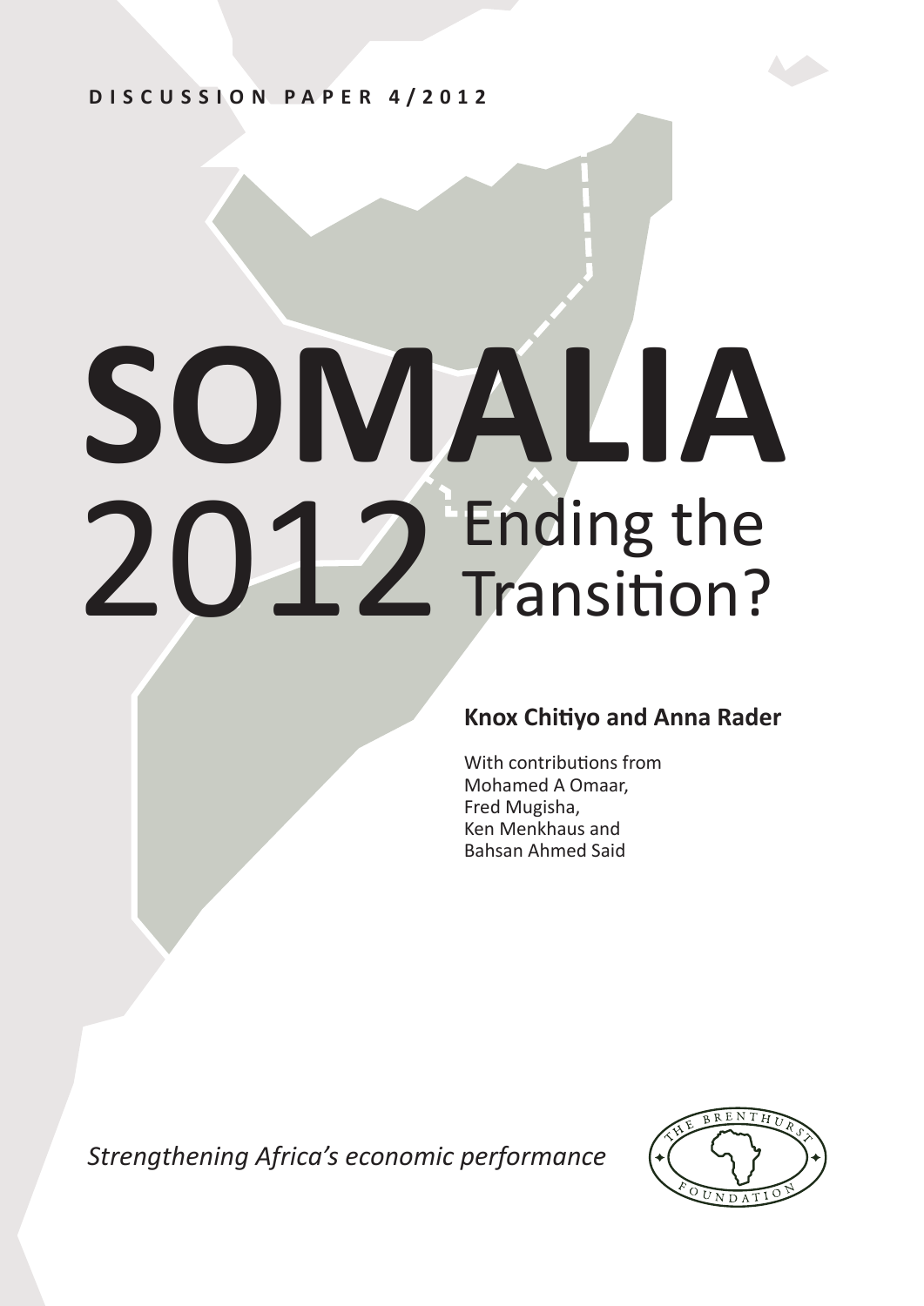DISCUSSION PAPER 4/2012

# SOMALIA 2012 Ending the Transition?

**Knox Chitiyo and Anna Rader**

With contributions from
Mohamed A Omaar,
Fred Mugisha,
Ken Menkhaus and
Bahsan Ahmed Said

*Strengthening Africa's economic performance*

THE BRENTHURST FOUNDATION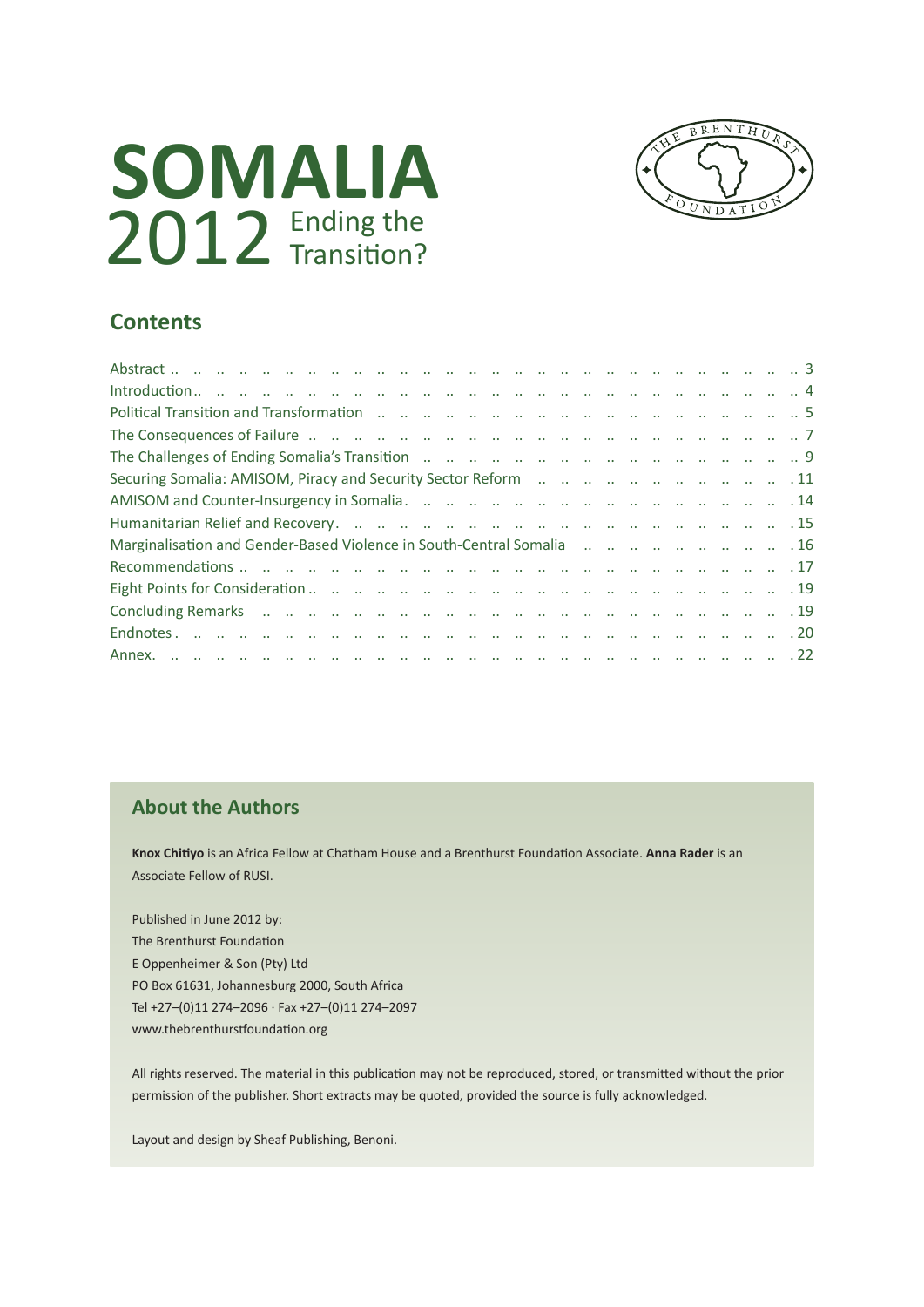# SOMALIA 2012 Ending the Transition?

## Contents

| | |
|---|---|
| Abstract | 3 |
| Introduction | 4 |
| Political Transition and Transformation | 5 |
| The Consequences of Failure | 7 |
| The Challenges of Ending Somalia's Transition | 9 |
| Securing Somalia: AMISOM, Piracy and Security Sector Reform | 11 |
| AMISOM and Counter-Insurgency in Somalia | 14 |
| Humanitarian Relief and Recovery | 15 |
| Marginalisation and Gender-Based Violence in South-Central Somalia | 16 |
| Recommendations | 17 |
| Eight Points for Consideration | 19 |
| Concluding Remarks | 19 |
| Endnotes | 20 |
| Annex | 22 |

## About the Authors

**Knox Chitiyo** is an Africa Fellow at Chatham House and a Brenthurst Foundation Associate. **Anna Rader** is an Associate Fellow of RUSI.

Published in June 2012 by:
The Brenthurst Foundation
E Oppenheimer & Son (Pty) Ltd
PO Box 61631, Johannesburg 2000, South Africa
Tel +27–(0)11 274–2096 · Fax +27–(0)11 274–2097
www.thebrenthurstfoundation.org

All rights reserved. The material in this publication may not be reproduced, stored, or transmitted without the prior permission of the publisher. Short extracts may be quoted, provided the source is fully acknowledged.

Layout and design by Sheaf Publishing, Benoni.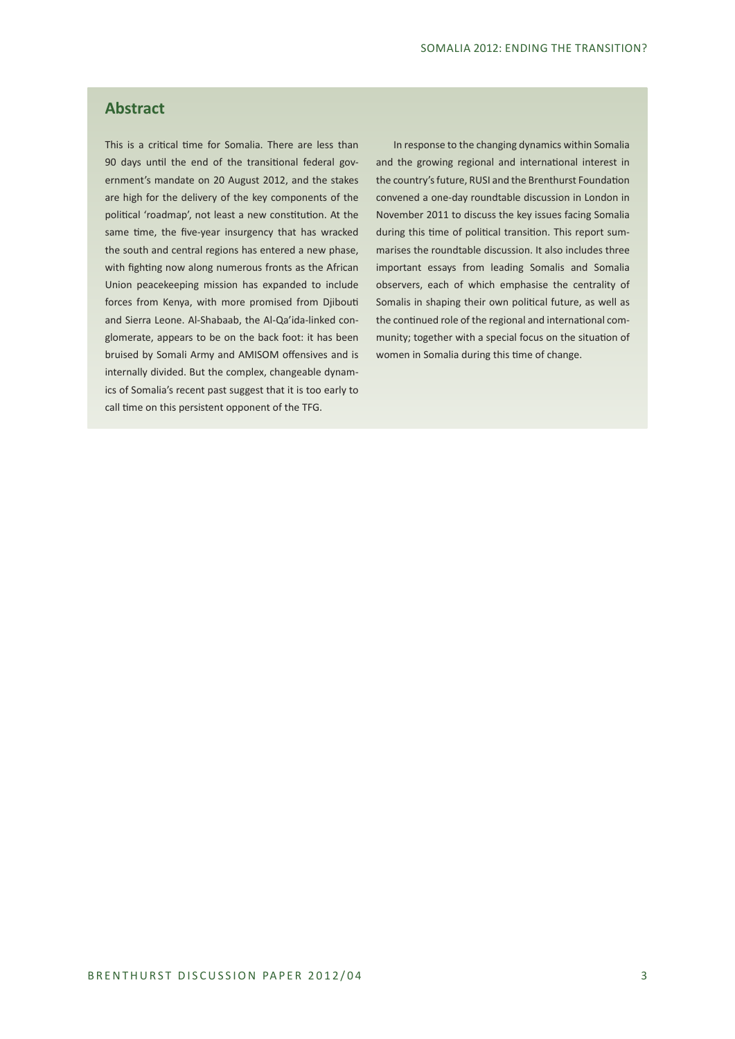## Abstract

This is a critical time for Somalia. There are less than 90 days until the end of the transitional federal government's mandate on 20 August 2012, and the stakes are high for the delivery of the key components of the political 'roadmap', not least a new constitution. At the same time, the five-year insurgency that has wracked the south and central regions has entered a new phase, with fighting now along numerous fronts as the African Union peacekeeping mission has expanded to include forces from Kenya, with more promised from Djibouti and Sierra Leone. Al-Shabaab, the Al-Qa'ida-linked conglomerate, appears to be on the back foot: it has been bruised by Somali Army and AMISOM offensives and is internally divided. But the complex, changeable dynamics of Somalia's recent past suggest that it is too early to call time on this persistent opponent of the TFG.

In response to the changing dynamics within Somalia and the growing regional and international interest in the country's future, RUSI and the Brenthurst Foundation convened a one-day roundtable discussion in London in November 2011 to discuss the key issues facing Somalia during this time of political transition. This report summarises the roundtable discussion. It also includes three important essays from leading Somalis and Somalia observers, each of which emphasise the centrality of Somalis in shaping their own political future, as well as the continued role of the regional and international community; together with a special focus on the situation of women in Somalia during this time of change.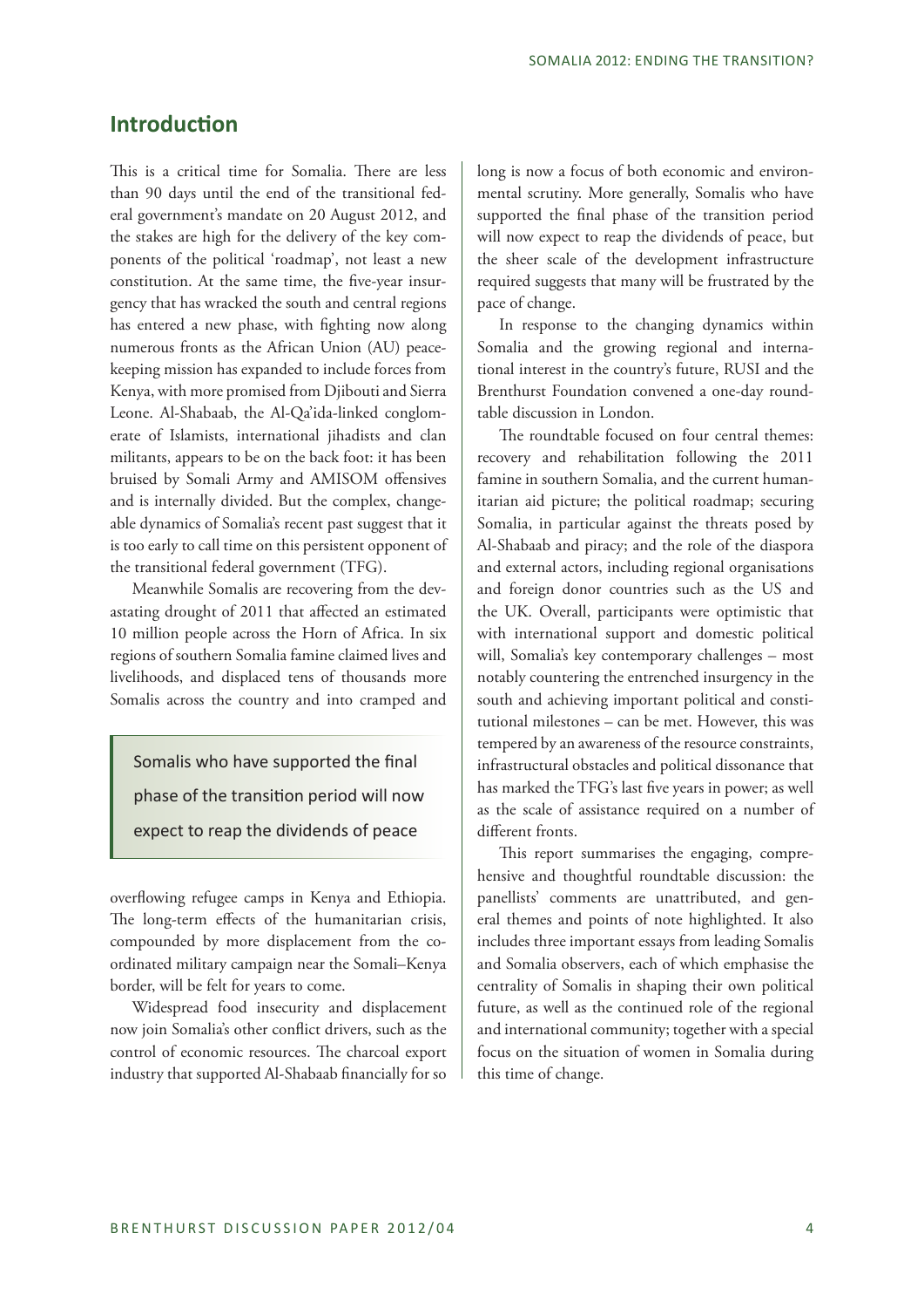## Introduction

This is a critical time for Somalia. There are less than 90 days until the end of the transitional federal government's mandate on 20 August 2012, and the stakes are high for the delivery of the key components of the political 'roadmap', not least a new constitution. At the same time, the five-year insurgency that has wracked the south and central regions has entered a new phase, with fighting now along numerous fronts as the African Union (AU) peacekeeping mission has expanded to include forces from Kenya, with more promised from Djibouti and Sierra Leone. Al-Shabaab, the Al-Qa'ida-linked conglomerate of Islamists, international jihadists and clan militants, appears to be on the back foot: it has been bruised by Somali Army and AMISOM offensives and is internally divided. But the complex, changeable dynamics of Somalia's recent past suggest that it is too early to call time on this persistent opponent of the transitional federal government (TFG).

Meanwhile Somalis are recovering from the devastating drought of 2011 that affected an estimated 10 million people across the Horn of Africa. In six regions of southern Somalia famine claimed lives and livelihoods, and displaced tens of thousands more Somalis across the country and into cramped and overflowing refugee camps in Kenya and Ethiopia. The long-term effects of the humanitarian crisis, compounded by more displacement from the co-ordinated military campaign near the Somali–Kenya border, will be felt for years to come.

> Somalis who have supported the final phase of the transition period will now expect to reap the dividends of peace

Widespread food insecurity and displacement now join Somalia's other conflict drivers, such as the control of economic resources. The charcoal export industry that supported Al-Shabaab financially for so long is now a focus of both economic and environmental scrutiny. More generally, Somalis who have supported the final phase of the transition period will now expect to reap the dividends of peace, but the sheer scale of the development infrastructure required suggests that many will be frustrated by the pace of change.

In response to the changing dynamics within Somalia and the growing regional and international interest in the country's future, RUSI and the Brenthurst Foundation convened a one-day roundtable discussion in London.

The roundtable focused on four central themes: recovery and rehabilitation following the 2011 famine in southern Somalia, and the current humanitarian aid picture; the political roadmap; securing Somalia, in particular against the threats posed by Al-Shabaab and piracy; and the role of the diaspora and external actors, including regional organisations and foreign donor countries such as the US and the UK. Overall, participants were optimistic that with international support and domestic political will, Somalia's key contemporary challenges – most notably countering the entrenched insurgency in the south and achieving important political and constitutional milestones – can be met. However, this was tempered by an awareness of the resource constraints, infrastructural obstacles and political dissonance that has marked the TFG's last five years in power; as well as the scale of assistance required on a number of different fronts.

This report summarises the engaging, comprehensive and thoughtful roundtable discussion: the panellists' comments are unattributed, and general themes and points of note highlighted. It also includes three important essays from leading Somalis and Somalia observers, each of which emphasise the centrality of Somalis in shaping their own political future, as well as the continued role of the regional and international community; together with a special focus on the situation of women in Somalia during this time of change.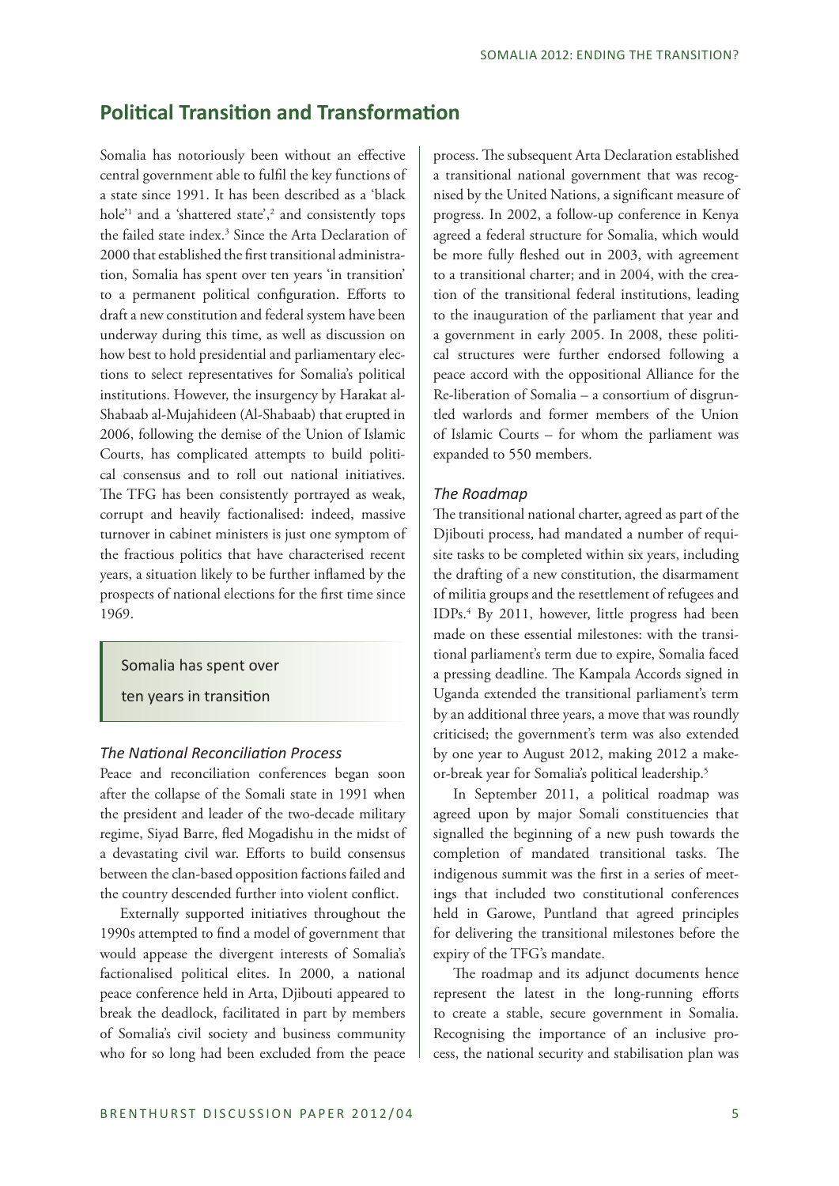## Political Transition and Transformation

Somalia has notoriously been without an effective central government able to fulfil the key functions of a state since 1991. It has been described as a 'black hole'[1] and a 'shattered state',[2] and consistently tops the failed state index.[3] Since the Arta Declaration of 2000 that established the first transitional administration, Somalia has spent over ten years 'in transition' to a permanent political configuration. Efforts to draft a new constitution and federal system have been underway during this time, as well as discussion on how best to hold presidential and parliamentary elections to select representatives for Somalia's political institutions. However, the insurgency by Harakat al-Shabaab al-Mujahideen (Al-Shabaab) that erupted in 2006, following the demise of the Union of Islamic Courts, has complicated attempts to build political consensus and to roll out national initiatives. The TFG has been consistently portrayed as weak, corrupt and heavily factionalised: indeed, massive turnover in cabinet ministers is just one symptom of the fractious politics that have characterised recent years, a situation likely to be further inflamed by the prospects of national elections for the first time since 1969.

> Somalia has spent over ten years in transition

### *The National Reconciliation Process*

Peace and reconciliation conferences began soon after the collapse of the Somali state in 1991 when the president and leader of the two-decade military regime, Siyad Barre, fled Mogadishu in the midst of a devastating civil war. Efforts to build consensus between the clan-based opposition factions failed and the country descended further into violent conflict.

Externally supported initiatives throughout the 1990s attempted to find a model of government that would appease the divergent interests of Somalia's factionalised political elites. In 2000, a national peace conference held in Arta, Djibouti appeared to break the deadlock, facilitated in part by members of Somalia's civil society and business community who for so long had been excluded from the peace process. The subsequent Arta Declaration established a transitional national government that was recognised by the United Nations, a significant measure of progress. In 2002, a follow-up conference in Kenya agreed a federal structure for Somalia, which would be more fully fleshed out in 2003, with agreement to a transitional charter; and in 2004, with the creation of the transitional federal institutions, leading to the inauguration of the parliament that year and a government in early 2005. In 2008, these political structures were further endorsed following a peace accord with the oppositional Alliance for the Re-liberation of Somalia – a consortium of disgruntled warlords and former members of the Union of Islamic Courts – for whom the parliament was expanded to 550 members.

### *The Roadmap*

The transitional national charter, agreed as part of the Djibouti process, had mandated a number of requisite tasks to be completed within six years, including the drafting of a new constitution, the disarmament of militia groups and the resettlement of refugees and IDPs.[4] By 2011, however, little progress had been made on these essential milestones: with the transitional parliament's term due to expire, Somalia faced a pressing deadline. The Kampala Accords signed in Uganda extended the transitional parliament's term by an additional three years, a move that was roundly criticised; the government's term was also extended by one year to August 2012, making 2012 a make-or-break year for Somalia's political leadership.[5]

In September 2011, a political roadmap was agreed upon by major Somali constituencies that signalled the beginning of a new push towards the completion of mandated transitional tasks. The indigenous summit was the first in a series of meetings that included two constitutional conferences held in Garowe, Puntland that agreed principles for delivering the transitional milestones before the expiry of the TFG's mandate.

The roadmap and its adjunct documents hence represent the latest in the long-running efforts to create a stable, secure government in Somalia. Recognising the importance of an inclusive process, the national security and stabilisation plan was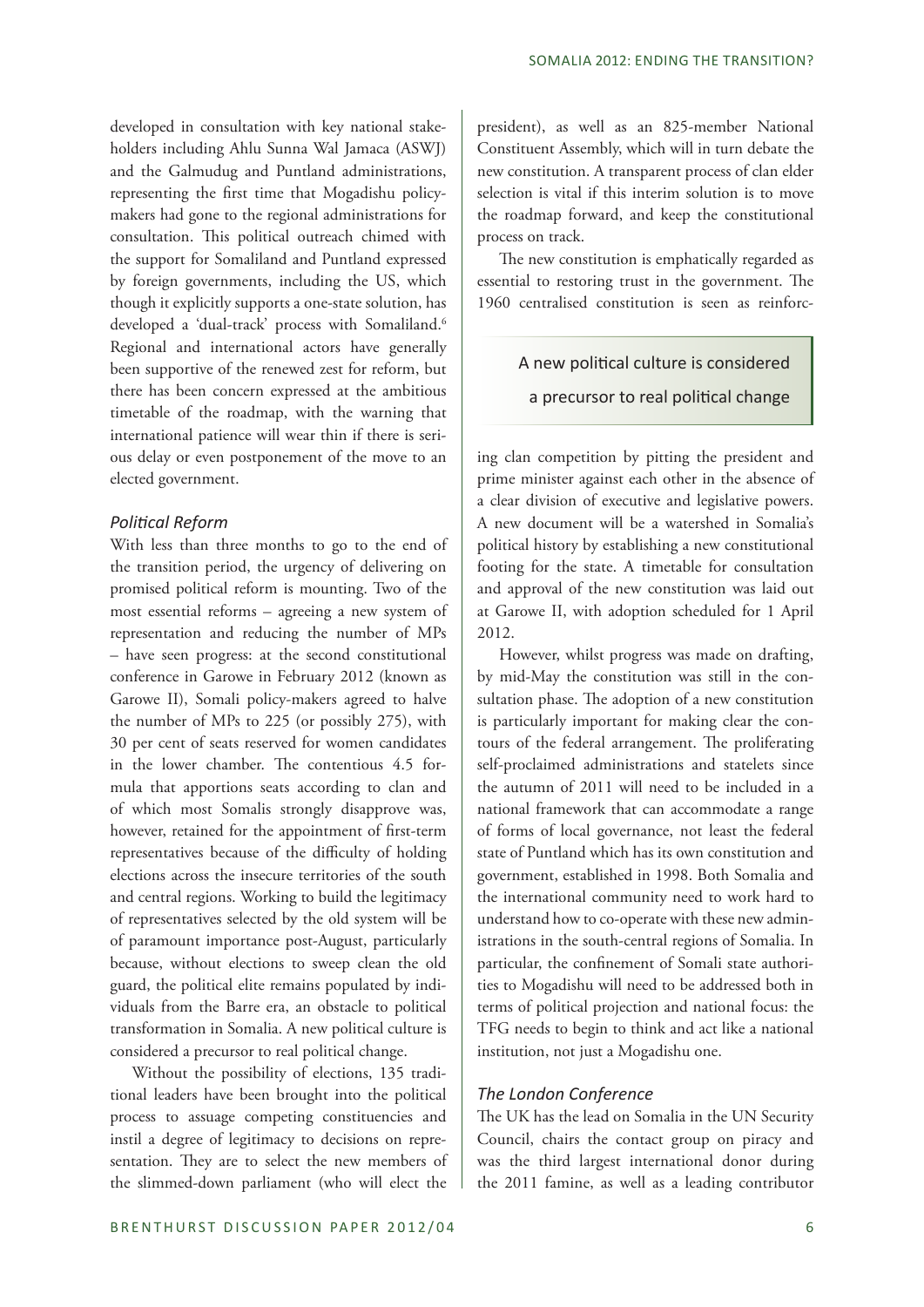developed in consultation with key national stakeholders including Ahlu Sunna Wal Jamaca (ASWJ) and the Galmudug and Puntland administrations, representing the first time that Mogadishu policymakers had gone to the regional administrations for consultation. This political outreach chimed with the support for Somaliland and Puntland expressed by foreign governments, including the US, which though it explicitly supports a one-state solution, has developed a 'dual-track' process with Somaliland.[6] Regional and international actors have generally been supportive of the renewed zest for reform, but there has been concern expressed at the ambitious timetable of the roadmap, with the warning that international patience will wear thin if there is serious delay or even postponement of the move to an elected government.

### *Political Reform*

With less than three months to go to the end of the transition period, the urgency of delivering on promised political reform is mounting. Two of the most essential reforms – agreeing a new system of representation and reducing the number of MPs – have seen progress: at the second constitutional conference in Garowe in February 2012 (known as Garowe II), Somali policy-makers agreed to halve the number of MPs to 225 (or possibly 275), with 30 per cent of seats reserved for women candidates in the lower chamber. The contentious 4.5 formula that apportions seats according to clan and of which most Somalis strongly disapprove was, however, retained for the appointment of first-term representatives because of the difficulty of holding elections across the insecure territories of the south and central regions. Working to build the legitimacy of representatives selected by the old system will be of paramount importance post-August, particularly because, without elections to sweep clean the old guard, the political elite remains populated by individuals from the Barre era, an obstacle to political transformation in Somalia. A new political culture is considered a precursor to real political change.

Without the possibility of elections, 135 traditional leaders have been brought into the political process to assuage competing constituencies and instil a degree of legitimacy to decisions on representation. They are to select the new members of the slimmed-down parliament (who will elect the president), as well as an 825-member National Constituent Assembly, which will in turn debate the new constitution. A transparent process of clan elder selection is vital if this interim solution is to move the roadmap forward, and keep the constitutional process on track.

The new constitution is emphatically regarded as essential to restoring trust in the government. The 1960 centralised constitution is seen as reinforcing clan competition by pitting the president and prime minister against each other in the absence of a clear division of executive and legislative powers. A new document will be a watershed in Somalia's political history by establishing a new constitutional footing for the state. A timetable for consultation and approval of the new constitution was laid out at Garowe II, with adoption scheduled for 1 April 2012.

> A new political culture is considered a precursor to real political change

However, whilst progress was made on drafting, by mid-May the constitution was still in the consultation phase. The adoption of a new constitution is particularly important for making clear the contours of the federal arrangement. The proliferating self-proclaimed administrations and statelets since the autumn of 2011 will need to be included in a national framework that can accommodate a range of forms of local governance, not least the federal state of Puntland which has its own constitution and government, established in 1998. Both Somalia and the international community need to work hard to understand how to co-operate with these new administrations in the south-central regions of Somalia. In particular, the confinement of Somali state authorities to Mogadishu will need to be addressed both in terms of political projection and national focus: the TFG needs to begin to think and act like a national institution, not just a Mogadishu one.

### *The London Conference*

The UK has the lead on Somalia in the UN Security Council, chairs the contact group on piracy and was the third largest international donor during the 2011 famine, as well as a leading contributor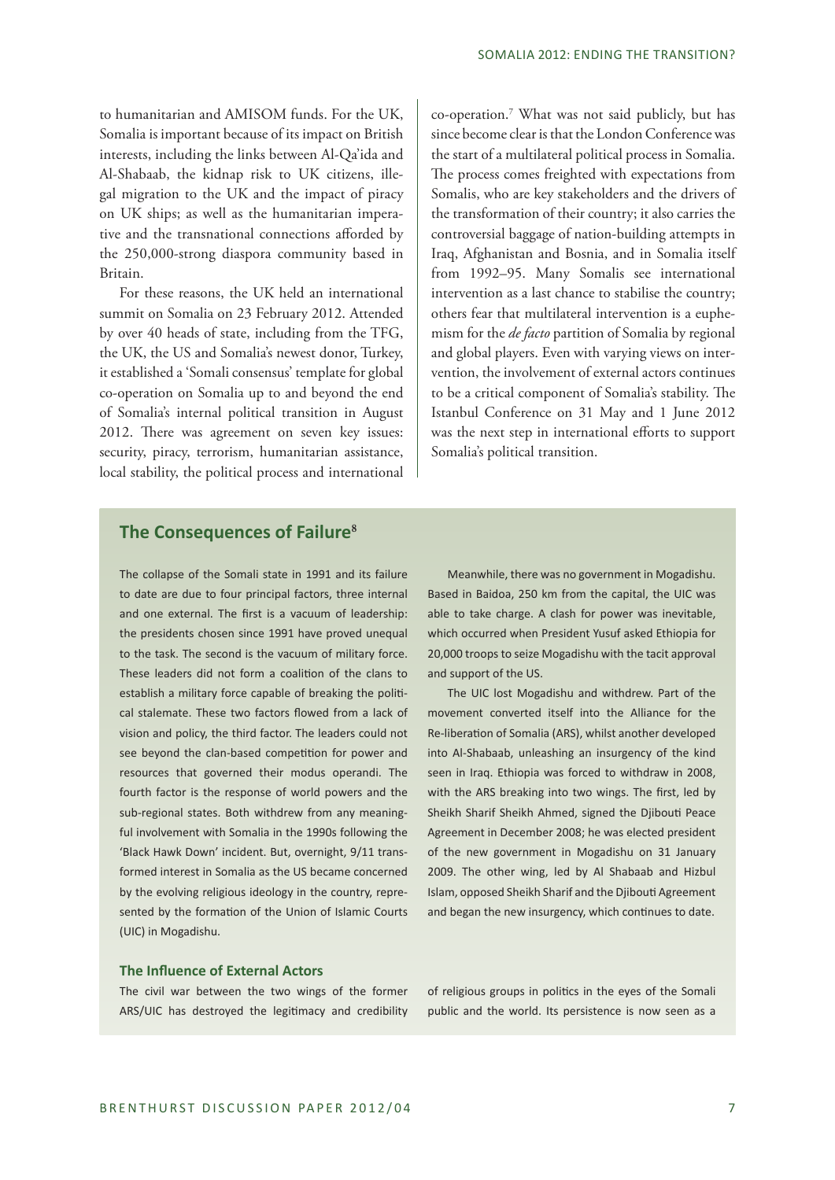to humanitarian and AMISOM funds. For the UK, Somalia is important because of its impact on British interests, including the links between Al-Qa'ida and Al-Shabaab, the kidnap risk to UK citizens, illegal migration to the UK and the impact of piracy on UK ships; as well as the humanitarian imperative and the transnational connections afforded by the 250,000-strong diaspora community based in Britain.

For these reasons, the UK held an international summit on Somalia on 23 February 2012. Attended by over 40 heads of state, including from the TFG, the UK, the US and Somalia's newest donor, Turkey, it established a 'Somali consensus' template for global co-operation on Somalia up to and beyond the end of Somalia's internal political transition in August 2012. There was agreement on seven key issues: security, piracy, terrorism, humanitarian assistance, local stability, the political process and international co-operation.[7] What was not said publicly, but has since become clear is that the London Conference was the start of a multilateral political process in Somalia. The process comes freighted with expectations from Somalis, who are key stakeholders and the drivers of the transformation of their country; it also carries the controversial baggage of nation-building attempts in Iraq, Afghanistan and Bosnia, and in Somalia itself from 1992–95. Many Somalis see international intervention as a last chance to stabilise the country; others fear that multilateral intervention is a euphemism for the *de facto* partition of Somalia by regional and global players. Even with varying views on intervention, the involvement of external actors continues to be a critical component of Somalia's stability. The Istanbul Conference on 31 May and 1 June 2012 was the next step in international efforts to support Somalia's political transition.

## The Consequences of Failure[8]

The collapse of the Somali state in 1991 and its failure to date are due to four principal factors, three internal and one external. The first is a vacuum of leadership: the presidents chosen since 1991 have proved unequal to the task. The second is the vacuum of military force. These leaders did not form a coalition of the clans to establish a military force capable of breaking the political stalemate. These two factors flowed from a lack of vision and policy, the third factor. The leaders could not see beyond the clan-based competition for power and resources that governed their modus operandi. The fourth factor is the response of world powers and the sub-regional states. Both withdrew from any meaningful involvement with Somalia in the 1990s following the 'Black Hawk Down' incident. But, overnight, 9/11 transformed interest in Somalia as the US became concerned by the evolving religious ideology in the country, represented by the formation of the Union of Islamic Courts (UIC) in Mogadishu.

Meanwhile, there was no government in Mogadishu. Based in Baidoa, 250 km from the capital, the UIC was able to take charge. A clash for power was inevitable, which occurred when President Yusuf asked Ethiopia for 20,000 troops to seize Mogadishu with the tacit approval and support of the US.

The UIC lost Mogadishu and withdrew. Part of the movement converted itself into the Alliance for the Re-liberation of Somalia (ARS), whilst another developed into Al-Shabaab, unleashing an insurgency of the kind seen in Iraq. Ethiopia was forced to withdraw in 2008, with the ARS breaking into two wings. The first, led by Sheikh Sharif Sheikh Ahmed, signed the Djibouti Peace Agreement in December 2008; he was elected president of the new government in Mogadishu on 31 January 2009. The other wing, led by Al Shabaab and Hizbul Islam, opposed Sheikh Sharif and the Djibouti Agreement and began the new insurgency, which continues to date.

### The Influence of External Actors

The civil war between the two wings of the former ARS/UIC has destroyed the legitimacy and credibility of religious groups in politics in the eyes of the Somali public and the world. Its persistence is now seen as a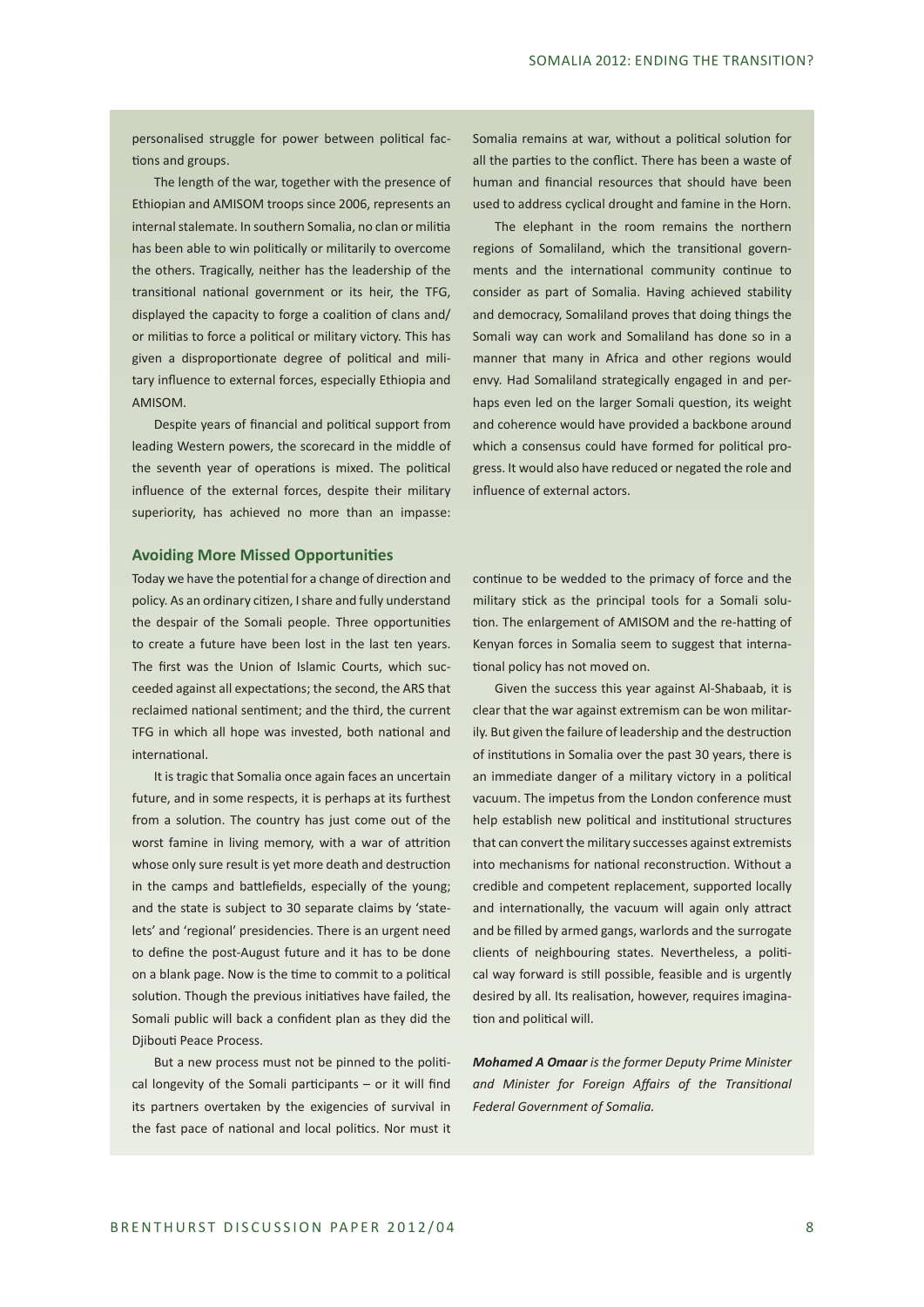personalised struggle for power between political factions and groups.

The length of the war, together with the presence of Ethiopian and AMISOM troops since 2006, represents an internal stalemate. In southern Somalia, no clan or militia has been able to win politically or militarily to overcome the others. Tragically, neither has the leadership of the transitional national government or its heir, the TFG, displayed the capacity to forge a coalition of clans and/or militias to force a political or military victory. This has given a disproportionate degree of political and military influence to external forces, especially Ethiopia and AMISOM.

Despite years of financial and political support from leading Western powers, the scorecard in the middle of the seventh year of operations is mixed. The political influence of the external forces, despite their military superiority, has achieved no more than an impasse: Somalia remains at war, without a political solution for all the parties to the conflict. There has been a waste of human and financial resources that should have been used to address cyclical drought and famine in the Horn.

The elephant in the room remains the northern regions of Somaliland, which the transitional governments and the international community continue to consider as part of Somalia. Having achieved stability and democracy, Somaliland proves that doing things the Somali way can work and Somaliland has done so in a manner that many in Africa and other regions would envy. Had Somaliland strategically engaged in and perhaps even led on the larger Somali question, its weight and coherence would have provided a backbone around which a consensus could have formed for political progress. It would also have reduced or negated the role and influence of external actors.

### Avoiding More Missed Opportunities

Today we have the potential for a change of direction and policy. As an ordinary citizen, I share and fully understand the despair of the Somali people. Three opportunities to create a future have been lost in the last ten years. The first was the Union of Islamic Courts, which succeeded against all expectations; the second, the ARS that reclaimed national sentiment; and the third, the current TFG in which all hope was invested, both national and international.

It is tragic that Somalia once again faces an uncertain future, and in some respects, it is perhaps at its furthest from a solution. The country has just come out of the worst famine in living memory, with a war of attrition whose only sure result is yet more death and destruction in the camps and battlefields, especially of the young; and the state is subject to 30 separate claims by 'statelets' and 'regional' presidencies. There is an urgent need to define the post-August future and it has to be done on a blank page. Now is the time to commit to a political solution. Though the previous initiatives have failed, the Somali public will back a confident plan as they did the Djibouti Peace Process.

But a new process must not be pinned to the political longevity of the Somali participants – or it will find its partners overtaken by the exigencies of survival in the fast pace of national and local politics. Nor must it continue to be wedded to the primacy of force and the military stick as the principal tools for a Somali solution. The enlargement of AMISOM and the re-hatting of Kenyan forces in Somalia seem to suggest that international policy has not moved on.

Given the success this year against Al-Shabaab, it is clear that the war against extremism can be won militarily. But given the failure of leadership and the destruction of institutions in Somalia over the past 30 years, there is an immediate danger of a military victory in a political vacuum. The impetus from the London conference must help establish new political and institutional structures that can convert the military successes against extremists into mechanisms for national reconstruction. Without a credible and competent replacement, supported locally and internationally, the vacuum will again only attract and be filled by armed gangs, warlords and the surrogate clients of neighbouring states. Nevertheless, a political way forward is still possible, feasible and is urgently desired by all. Its realisation, however, requires imagination and political will.

***Mohamed A Omaar*** *is the former Deputy Prime Minister and Minister for Foreign Affairs of the Transitional Federal Government of Somalia.*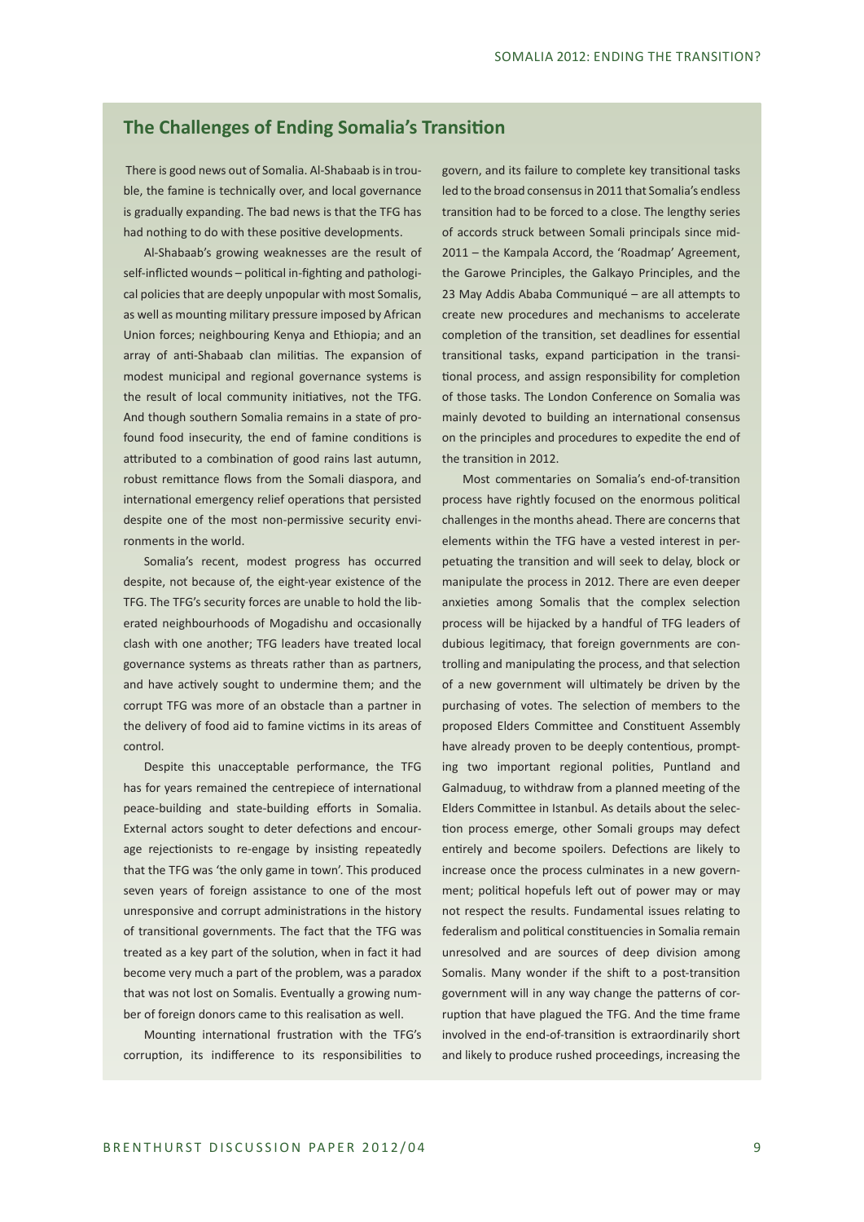## The Challenges of Ending Somalia's Transition

There is good news out of Somalia. Al-Shabaab is in trouble, the famine is technically over, and local governance is gradually expanding. The bad news is that the TFG has had nothing to do with these positive developments.

Al-Shabaab's growing weaknesses are the result of self-inflicted wounds – political in-fighting and pathological policies that are deeply unpopular with most Somalis, as well as mounting military pressure imposed by African Union forces; neighbouring Kenya and Ethiopia; and an array of anti-Shabaab clan militias. The expansion of modest municipal and regional governance systems is the result of local community initiatives, not the TFG. And though southern Somalia remains in a state of profound food insecurity, the end of famine conditions is attributed to a combination of good rains last autumn, robust remittance flows from the Somali diaspora, and international emergency relief operations that persisted despite one of the most non-permissive security environments in the world.

Somalia's recent, modest progress has occurred despite, not because of, the eight-year existence of the TFG. The TFG's security forces are unable to hold the liberated neighbourhoods of Mogadishu and occasionally clash with one another; TFG leaders have treated local governance systems as threats rather than as partners, and have actively sought to undermine them; and the corrupt TFG was more of an obstacle than a partner in the delivery of food aid to famine victims in its areas of control.

Despite this unacceptable performance, the TFG has for years remained the centrepiece of international peace-building and state-building efforts in Somalia. External actors sought to deter defections and encourage rejectionists to re-engage by insisting repeatedly that the TFG was 'the only game in town'. This produced seven years of foreign assistance to one of the most unresponsive and corrupt administrations in the history of transitional governments. The fact that the TFG was treated as a key part of the solution, when in fact it had become very much a part of the problem, was a paradox that was not lost on Somalis. Eventually a growing number of foreign donors came to this realisation as well.

Mounting international frustration with the TFG's corruption, its indifference to its responsibilities to govern, and its failure to complete key transitional tasks led to the broad consensus in 2011 that Somalia's endless transition had to be forced to a close. The lengthy series of accords struck between Somali principals since mid-2011 – the Kampala Accord, the 'Roadmap' Agreement, the Garowe Principles, the Galkayo Principles, and the 23 May Addis Ababa Communiqué – are all attempts to create new procedures and mechanisms to accelerate completion of the transition, set deadlines for essential transitional tasks, expand participation in the transitional process, and assign responsibility for completion of those tasks. The London Conference on Somalia was mainly devoted to building an international consensus on the principles and procedures to expedite the end of the transition in 2012.

Most commentaries on Somalia's end-of-transition process have rightly focused on the enormous political challenges in the months ahead. There are concerns that elements within the TFG have a vested interest in perpetuating the transition and will seek to delay, block or manipulate the process in 2012. There are even deeper anxieties among Somalis that the complex selection process will be hijacked by a handful of TFG leaders of dubious legitimacy, that foreign governments are controlling and manipulating the process, and that selection of a new government will ultimately be driven by the purchasing of votes. The selection of members to the proposed Elders Committee and Constituent Assembly have already proven to be deeply contentious, prompting two important regional polities, Puntland and Galmaduug, to withdraw from a planned meeting of the Elders Committee in Istanbul. As details about the selection process emerge, other Somali groups may defect entirely and become spoilers. Defections are likely to increase once the process culminates in a new government; political hopefuls left out of power may or may not respect the results. Fundamental issues relating to federalism and political constituencies in Somalia remain unresolved and are sources of deep division among Somalis. Many wonder if the shift to a post-transition government will in any way change the patterns of corruption that have plagued the TFG. And the time frame involved in the end-of-transition is extraordinarily short and likely to produce rushed proceedings, increasing the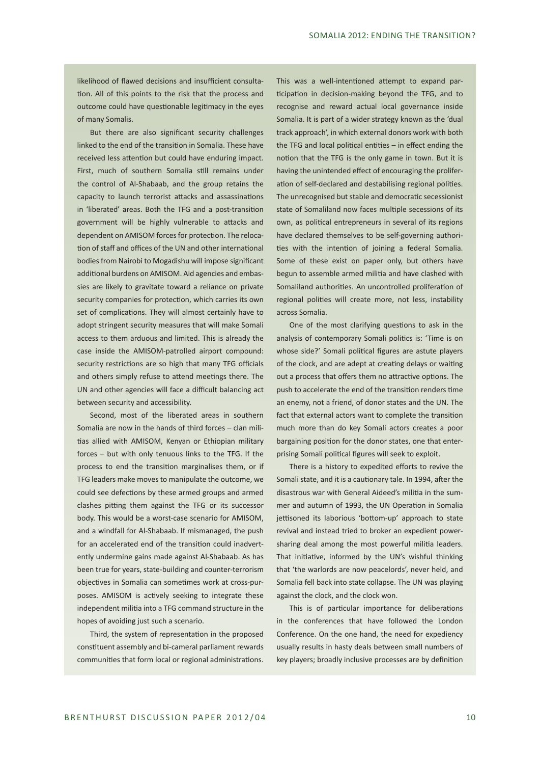likelihood of flawed decisions and insufficient consultation. All of this points to the risk that the process and outcome could have questionable legitimacy in the eyes of many Somalis.

But there are also significant security challenges linked to the end of the transition in Somalia. These have received less attention but could have enduring impact. First, much of southern Somalia still remains under the control of Al-Shabaab, and the group retains the capacity to launch terrorist attacks and assassinations in 'liberated' areas. Both the TFG and a post-transition government will be highly vulnerable to attacks and dependent on AMISOM forces for protection. The relocation of staff and offices of the UN and other international bodies from Nairobi to Mogadishu will impose significant additional burdens on AMISOM. Aid agencies and embassies are likely to gravitate toward a reliance on private security companies for protection, which carries its own set of complications. They will almost certainly have to adopt stringent security measures that will make Somali access to them arduous and limited. This is already the case inside the AMISOM-patrolled airport compound: security restrictions are so high that many TFG officials and others simply refuse to attend meetings there. The UN and other agencies will face a difficult balancing act between security and accessibility.

Second, most of the liberated areas in southern Somalia are now in the hands of third forces – clan militias allied with AMISOM, Kenyan or Ethiopian military forces – but with only tenuous links to the TFG. If the process to end the transition marginalises them, or if TFG leaders make moves to manipulate the outcome, we could see defections by these armed groups and armed clashes pitting them against the TFG or its successor body. This would be a worst-case scenario for AMISOM, and a windfall for Al-Shabaab. If mismanaged, the push for an accelerated end of the transition could inadvertently undermine gains made against Al-Shabaab. As has been true for years, state-building and counter-terrorism objectives in Somalia can sometimes work at cross-purposes. AMISOM is actively seeking to integrate these independent militia into a TFG command structure in the hopes of avoiding just such a scenario.

Third, the system of representation in the proposed constituent assembly and bi-cameral parliament rewards communities that form local or regional administrations. This was a well-intentioned attempt to expand participation in decision-making beyond the TFG, and to recognise and reward actual local governance inside Somalia. It is part of a wider strategy known as the 'dual track approach', in which external donors work with both the TFG and local political entities – in effect ending the notion that the TFG is the only game in town. But it is having the unintended effect of encouraging the proliferation of self-declared and destabilising regional polities. The unrecognised but stable and democratic secessionist state of Somaliland now faces multiple secessions of its own, as political entrepreneurs in several of its regions have declared themselves to be self-governing authorities with the intention of joining a federal Somalia. Some of these exist on paper only, but others have begun to assemble armed militia and have clashed with Somaliland authorities. An uncontrolled proliferation of regional polities will create more, not less, instability across Somalia.

One of the most clarifying questions to ask in the analysis of contemporary Somali politics is: 'Time is on whose side?' Somali political figures are astute players of the clock, and are adept at creating delays or waiting out a process that offers them no attractive options. The push to accelerate the end of the transition renders time an enemy, not a friend, of donor states and the UN. The fact that external actors want to complete the transition much more than do key Somali actors creates a poor bargaining position for the donor states, one that enterprising Somali political figures will seek to exploit.

There is a history to expedited efforts to revive the Somali state, and it is a cautionary tale. In 1994, after the disastrous war with General Aideed's militia in the summer and autumn of 1993, the UN Operation in Somalia jettisoned its laborious 'bottom-up' approach to state revival and instead tried to broker an expedient power-sharing deal among the most powerful militia leaders. That initiative, informed by the UN's wishful thinking that 'the warlords are now peacelords', never held, and Somalia fell back into state collapse. The UN was playing against the clock, and the clock won.

This is of particular importance for deliberations in the conferences that have followed the London Conference. On the one hand, the need for expediency usually results in hasty deals between small numbers of key players; broadly inclusive processes are by definition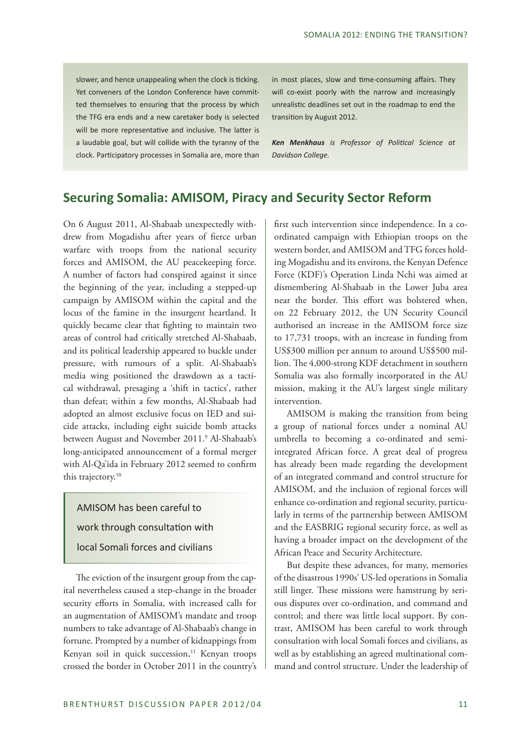slower, and hence unappealing when the clock is ticking. Yet conveners of the London Conference have committed themselves to ensuring that the process by which the TFG era ends and a new caretaker body is selected will be more representative and inclusive. The latter is a laudable goal, but will collide with the tyranny of the clock. Participatory processes in Somalia are, more than in most places, slow and time-consuming affairs. They will co-exist poorly with the narrow and increasingly unrealistic deadlines set out in the roadmap to end the transition by August 2012.

***Ken Menkhaus*** *is Professor of Political Science at Davidson College.*

## Securing Somalia: AMISOM, Piracy and Security Sector Reform

On 6 August 2011, Al-Shabaab unexpectedly withdrew from Mogadishu after years of fierce urban warfare with troops from the national security forces and AMISOM, the AU peacekeeping force. A number of factors had conspired against it since the beginning of the year, including a stepped-up campaign by AMISOM within the capital and the locus of the famine in the insurgent heartland. It quickly became clear that fighting to maintain two areas of control had critically stretched Al-Shabaab, and its political leadership appeared to buckle under pressure, with rumours of a split. Al-Shabaab's media wing positioned the drawdown as a tactical withdrawal, presaging a 'shift in tactics', rather than defeat; within a few months, Al-Shabaab had adopted an almost exclusive focus on IED and suicide attacks, including eight suicide bomb attacks between August and November 2011.[9] Al-Shabaab's long-anticipated announcement of a formal merger with Al-Qa'ida in February 2012 seemed to confirm this trajectory.[10]

> AMISOM has been careful to work through consultation with local Somali forces and civilians

The eviction of the insurgent group from the capital nevertheless caused a step-change in the broader security efforts in Somalia, with increased calls for an augmentation of AMISOM's mandate and troop numbers to take advantage of Al-Shabaab's change in fortune. Prompted by a number of kidnappings from Kenyan soil in quick succession,[11] Kenyan troops crossed the border in October 2011 in the country's first such intervention since independence. In a co-ordinated campaign with Ethiopian troops on the western border, and AMISOM and TFG forces holding Mogadishu and its environs, the Kenyan Defence Force (KDF)'s Operation Linda Nchi was aimed at dismembering Al-Shabaab in the Lower Juba area near the border. This effort was bolstered when, on 22 February 2012, the UN Security Council authorised an increase in the AMISOM force size to 17,731 troops, with an increase in funding from US$300 million per annum to around US$500 million. The 4,000-strong KDF detachment in southern Somalia was also formally incorporated in the AU mission, making it the AU's largest single military intervention.

AMISOM is making the transition from being a group of national forces under a nominal AU umbrella to becoming a co-ordinated and semi-integrated African force. A great deal of progress has already been made regarding the development of an integrated command and control structure for AMISOM, and the inclusion of regional forces will enhance co-ordination and regional security, particularly in terms of the partnership between AMISOM and the EASBRIG regional security force, as well as having a broader impact on the development of the African Peace and Security Architecture.

But despite these advances, for many, memories of the disastrous 1990s' US-led operations in Somalia still linger. These missions were hamstrung by serious disputes over co-ordination, and command and control; and there was little local support. By contrast, AMISOM has been careful to work through consultation with local Somali forces and civilians, as well as by establishing an agreed multinational command and control structure. Under the leadership of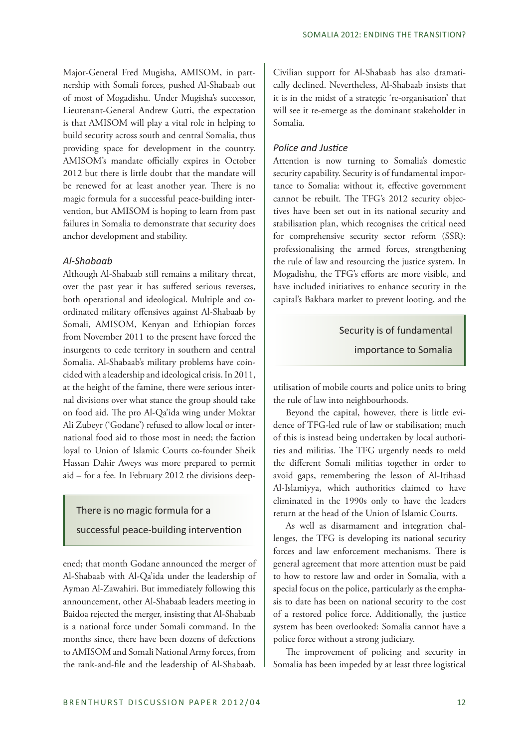Major-General Fred Mugisha, AMISOM, in partnership with Somali forces, pushed Al-Shabaab out of most of Mogadishu. Under Mugisha's successor, Lieutenant-General Andrew Gutti, the expectation is that AMISOM will play a vital role in helping to build security across south and central Somalia, thus providing space for development in the country. AMISOM's mandate officially expires in October 2012 but there is little doubt that the mandate will be renewed for at least another year. There is no magic formula for a successful peace-building intervention, but AMISOM is hoping to learn from past failures in Somalia to demonstrate that security does anchor development and stability.

### *Al-Shabaab*

Although Al-Shabaab still remains a military threat, over the past year it has suffered serious reverses, both operational and ideological. Multiple and coordinated military offensives against Al-Shabaab by Somali, AMISOM, Kenyan and Ethiopian forces from November 2011 to the present have forced the insurgents to cede territory in southern and central Somalia. Al-Shabaab's military problems have coincided with a leadership and ideological crisis. In 2011, at the height of the famine, there were serious internal divisions over what stance the group should take on food aid. The pro Al-Qa'ida wing under Moktar Ali Zubeyr ('Godane') refused to allow local or international food aid to those most in need; the faction loyal to Union of Islamic Courts co-founder Sheik Hassan Dahir Aweys was more prepared to permit aid – for a fee. In February 2012 the divisions deepened; that month Godane announced the merger of Al-Shabaab with Al-Qa'ida under the leadership of Ayman Al-Zawahiri. But immediately following this announcement, other Al-Shabaab leaders meeting in Baidoa rejected the merger, insisting that Al-Shabaab is a national force under Somali command. In the months since, there have been dozens of defections to AMISOM and Somali National Army forces, from the rank-and-file and the leadership of Al-Shabaab.

> There is no magic formula for a successful peace-building intervention

Civilian support for Al-Shabaab has also dramatically declined. Nevertheless, Al-Shabaab insists that it is in the midst of a strategic 're-organisation' that will see it re-emerge as the dominant stakeholder in Somalia.

### *Police and Justice*

Attention is now turning to Somalia's domestic security capability. Security is of fundamental importance to Somalia: without it, effective government cannot be rebuilt. The TFG's 2012 security objectives have been set out in its national security and stabilisation plan, which recognises the critical need for comprehensive security sector reform (SSR): professionalising the armed forces, strengthening the rule of law and resourcing the justice system. In Mogadishu, the TFG's efforts are more visible, and have included initiatives to enhance security in the capital's Bakhara market to prevent looting, and the utilisation of mobile courts and police units to bring the rule of law into neighbourhoods.

> Security is of fundamental importance to Somalia

Beyond the capital, however, there is little evidence of TFG-led rule of law or stabilisation; much of this is instead being undertaken by local authorities and militias. The TFG urgently needs to meld the different Somali militias together in order to avoid gaps, remembering the lesson of Al-Itihaad Al-Islamiyya, which authorities claimed to have eliminated in the 1990s only to have the leaders return at the head of the Union of Islamic Courts.

As well as disarmament and integration challenges, the TFG is developing its national security forces and law enforcement mechanisms. There is general agreement that more attention must be paid to how to restore law and order in Somalia, with a special focus on the police, particularly as the emphasis to date has been on national security to the cost of a restored police force. Additionally, the justice system has been overlooked: Somalia cannot have a police force without a strong judiciary.

The improvement of policing and security in Somalia has been impeded by at least three logistical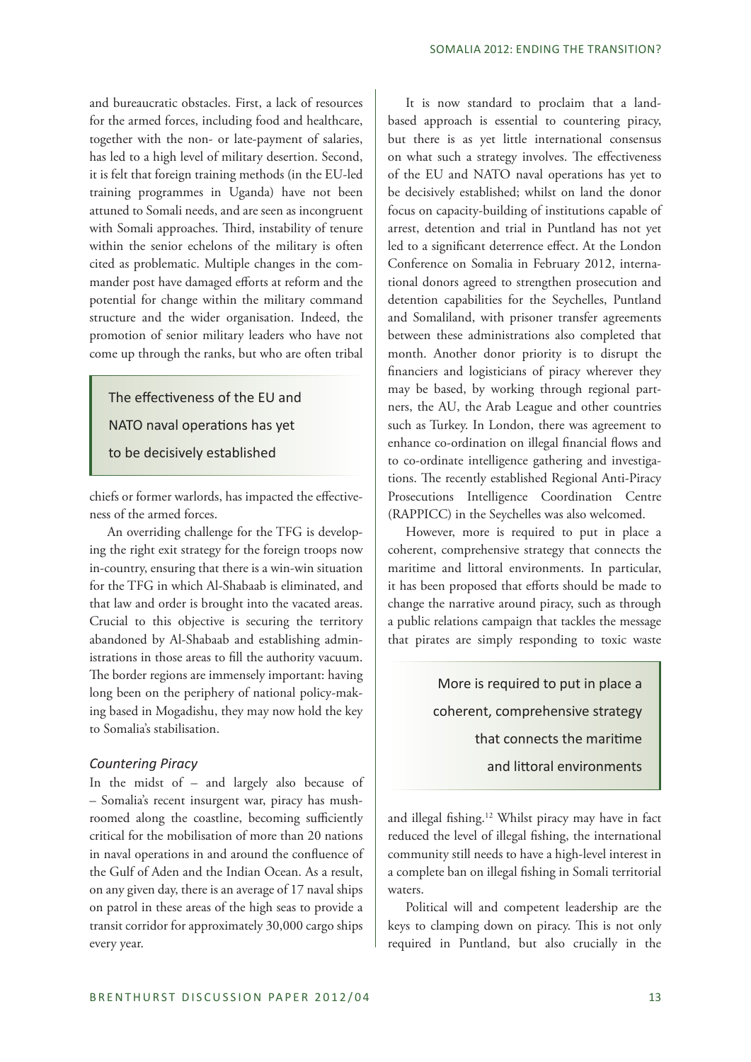and bureaucratic obstacles. First, a lack of resources for the armed forces, including food and healthcare, together with the non- or late-payment of salaries, has led to a high level of military desertion. Second, it is felt that foreign training methods (in the EU-led training programmes in Uganda) have not been attuned to Somali needs, and are seen as incongruent with Somali approaches. Third, instability of tenure within the senior echelons of the military is often cited as problematic. Multiple changes in the commander post have damaged efforts at reform and the potential for change within the military command structure and the wider organisation. Indeed, the promotion of senior military leaders who have not come up through the ranks, but who are often tribal chiefs or former warlords, has impacted the effectiveness of the armed forces.

> The effectiveness of the EU and NATO naval operations has yet to be decisively established

An overriding challenge for the TFG is developing the right exit strategy for the foreign troops now in-country, ensuring that there is a win-win situation for the TFG in which Al-Shabaab is eliminated, and that law and order is brought into the vacated areas. Crucial to this objective is securing the territory abandoned by Al-Shabaab and establishing administrations in those areas to fill the authority vacuum. The border regions are immensely important: having long been on the periphery of national policy-making based in Mogadishu, they may now hold the key to Somalia's stabilisation.

### *Countering Piracy*

In the midst of – and largely also because of – Somalia's recent insurgent war, piracy has mushroomed along the coastline, becoming sufficiently critical for the mobilisation of more than 20 nations in naval operations in and around the confluence of the Gulf of Aden and the Indian Ocean. As a result, on any given day, there is an average of 17 naval ships on patrol in these areas of the high seas to provide a transit corridor for approximately 30,000 cargo ships every year.

It is now standard to proclaim that a land-based approach is essential to countering piracy, but there is as yet little international consensus on what such a strategy involves. The effectiveness of the EU and NATO naval operations has yet to be decisively established; whilst on land the donor focus on capacity-building of institutions capable of arrest, detention and trial in Puntland has not yet led to a significant deterrence effect. At the London Conference on Somalia in February 2012, international donors agreed to strengthen prosecution and detention capabilities for the Seychelles, Puntland and Somaliland, with prisoner transfer agreements between these administrations also completed that month. Another donor priority is to disrupt the financiers and logisticians of piracy wherever they may be based, by working through regional partners, the AU, the Arab League and other countries such as Turkey. In London, there was agreement to enhance co-ordination on illegal financial flows and to co-ordinate intelligence gathering and investigations. The recently established Regional Anti-Piracy Prosecutions Intelligence Coordination Centre (RAPPICC) in the Seychelles was also welcomed.

However, more is required to put in place a coherent, comprehensive strategy that connects the maritime and littoral environments. In particular, it has been proposed that efforts should be made to change the narrative around piracy, such as through a public relations campaign that tackles the message that pirates are simply responding to toxic waste and illegal fishing.[12] Whilst piracy may have in fact reduced the level of illegal fishing, the international community still needs to have a high-level interest in a complete ban on illegal fishing in Somali territorial waters.

> More is required to put in place a coherent, comprehensive strategy that connects the maritime and littoral environments

Political will and competent leadership are the keys to clamping down on piracy. This is not only required in Puntland, but also crucially in the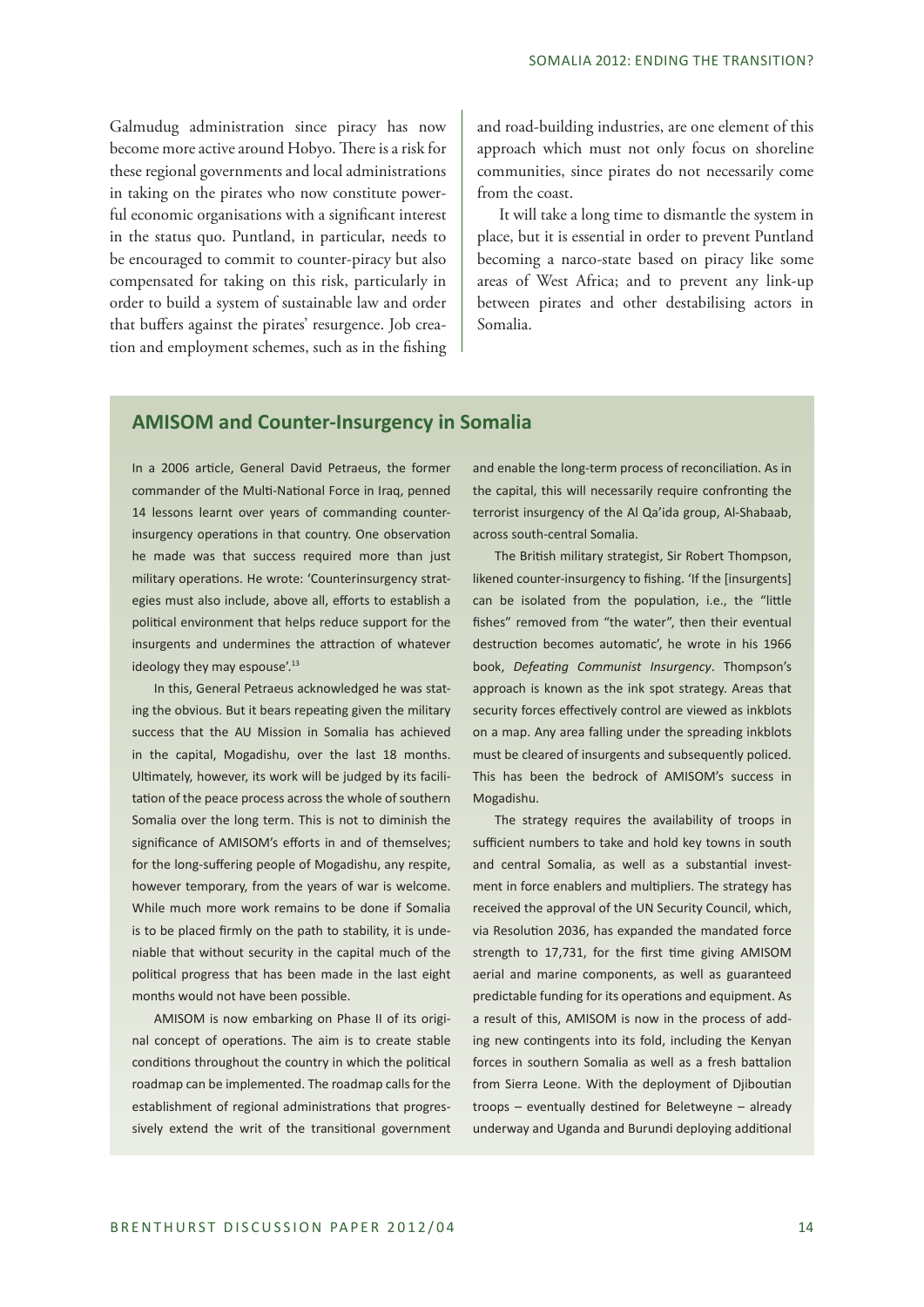Galmudug administration since piracy has now become more active around Hobyo. There is a risk for these regional governments and local administrations in taking on the pirates who now constitute powerful economic organisations with a significant interest in the status quo. Puntland, in particular, needs to be encouraged to commit to counter-piracy but also compensated for taking on this risk, particularly in order to build a system of sustainable law and order that buffers against the pirates' resurgence. Job creation and employment schemes, such as in the fishing and road-building industries, are one element of this approach which must not only focus on shoreline communities, since pirates do not necessarily come from the coast.

It will take a long time to dismantle the system in place, but it is essential in order to prevent Puntland becoming a narco-state based on piracy like some areas of West Africa; and to prevent any link-up between pirates and other destabilising actors in Somalia.

## AMISOM and Counter-Insurgency in Somalia

In a 2006 article, General David Petraeus, the former commander of the Multi-National Force in Iraq, penned 14 lessons learnt over years of commanding counter-insurgency operations in that country. One observation he made was that success required more than just military operations. He wrote: 'Counterinsurgency strategies must also include, above all, efforts to establish a political environment that helps reduce support for the insurgents and undermines the attraction of whatever ideology they may espouse'.[13]

In this, General Petraeus acknowledged he was stating the obvious. But it bears repeating given the military success that the AU Mission in Somalia has achieved in the capital, Mogadishu, over the last 18 months. Ultimately, however, its work will be judged by its facilitation of the peace process across the whole of southern Somalia over the long term. This is not to diminish the significance of AMISOM's efforts in and of themselves; for the long-suffering people of Mogadishu, any respite, however temporary, from the years of war is welcome. While much more work remains to be done if Somalia is to be placed firmly on the path to stability, it is undeniable that without security in the capital much of the political progress that has been made in the last eight months would not have been possible.

AMISOM is now embarking on Phase II of its original concept of operations. The aim is to create stable conditions throughout the country in which the political roadmap can be implemented. The roadmap calls for the establishment of regional administrations that progressively extend the writ of the transitional government and enable the long-term process of reconciliation. As in the capital, this will necessarily require confronting the terrorist insurgency of the Al Qa'ida group, Al-Shabaab, across south-central Somalia.

The British military strategist, Sir Robert Thompson, likened counter-insurgency to fishing. 'If the [insurgents] can be isolated from the population, i.e., the "little fishes" removed from "the water", then their eventual destruction becomes automatic', he wrote in his 1966 book, *Defeating Communist Insurgency*. Thompson's approach is known as the ink spot strategy. Areas that security forces effectively control are viewed as inkblots on a map. Any area falling under the spreading inkblots must be cleared of insurgents and subsequently policed. This has been the bedrock of AMISOM's success in Mogadishu.

The strategy requires the availability of troops in sufficient numbers to take and hold key towns in south and central Somalia, as well as a substantial investment in force enablers and multipliers. The strategy has received the approval of the UN Security Council, which, via Resolution 2036, has expanded the mandated force strength to 17,731, for the first time giving AMISOM aerial and marine components, as well as guaranteed predictable funding for its operations and equipment. As a result of this, AMISOM is now in the process of adding new contingents into its fold, including the Kenyan forces in southern Somalia as well as a fresh battalion from Sierra Leone. With the deployment of Djiboutian troops – eventually destined for Beletweyne – already underway and Uganda and Burundi deploying additional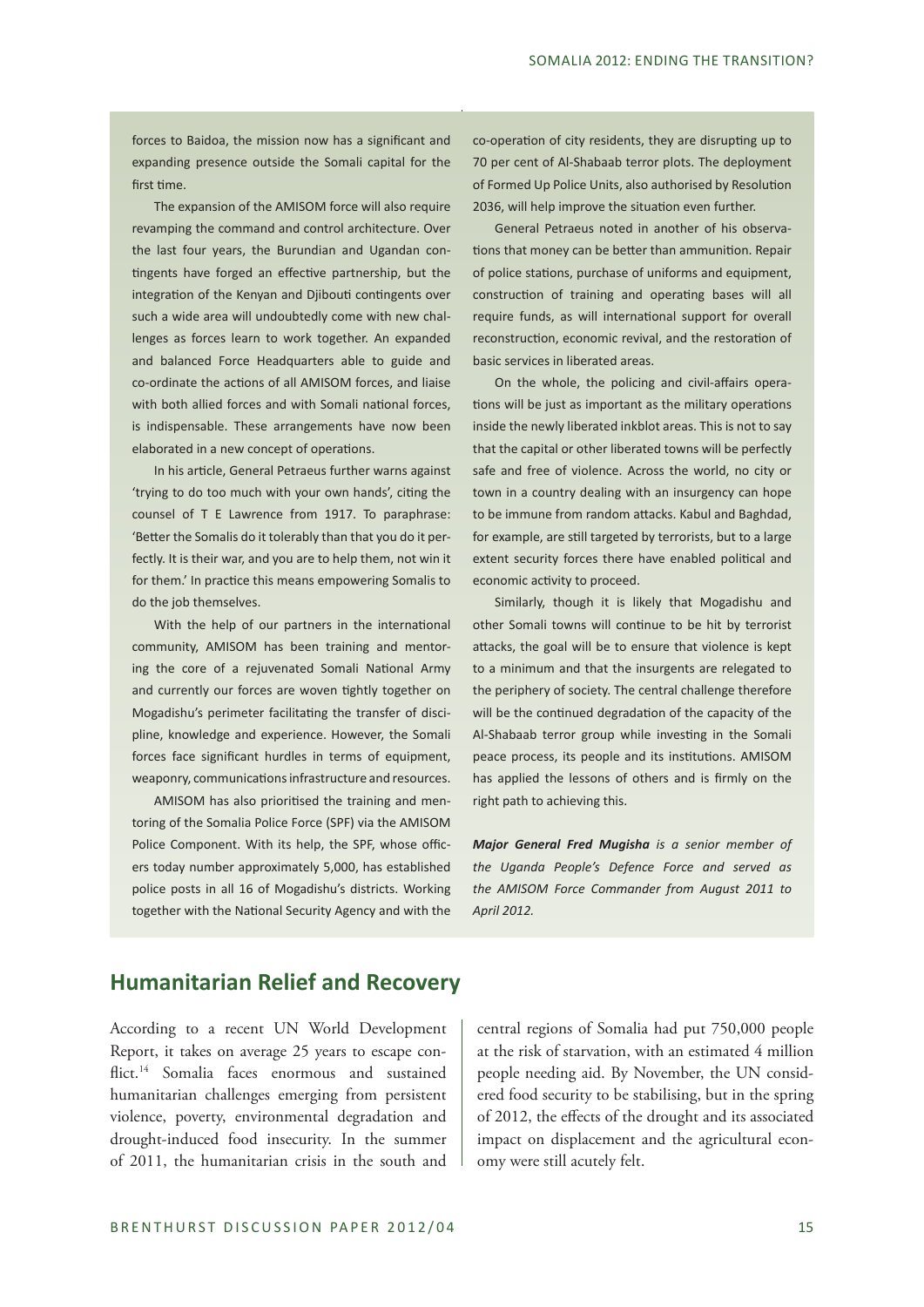forces to Baidoa, the mission now has a significant and expanding presence outside the Somali capital for the first time.

The expansion of the AMISOM force will also require revamping the command and control architecture. Over the last four years, the Burundian and Ugandan contingents have forged an effective partnership, but the integration of the Kenyan and Djibouti contingents over such a wide area will undoubtedly come with new challenges as forces learn to work together. An expanded and balanced Force Headquarters able to guide and co-ordinate the actions of all AMISOM forces, and liaise with both allied forces and with Somali national forces, is indispensable. These arrangements have now been elaborated in a new concept of operations.

In his article, General Petraeus further warns against 'trying to do too much with your own hands', citing the counsel of T E Lawrence from 1917. To paraphrase: 'Better the Somalis do it tolerably than that you do it perfectly. It is their war, and you are to help them, not win it for them.' In practice this means empowering Somalis to do the job themselves.

With the help of our partners in the international community, AMISOM has been training and mentoring the core of a rejuvenated Somali National Army and currently our forces are woven tightly together on Mogadishu's perimeter facilitating the transfer of discipline, knowledge and experience. However, the Somali forces face significant hurdles in terms of equipment, weaponry, communications infrastructure and resources.

AMISOM has also prioritised the training and mentoring of the Somalia Police Force (SPF) via the AMISOM Police Component. With its help, the SPF, whose officers today number approximately 5,000, has established police posts in all 16 of Mogadishu's districts. Working together with the National Security Agency and with the co-operation of city residents, they are disrupting up to 70 per cent of Al-Shabaab terror plots. The deployment of Formed Up Police Units, also authorised by Resolution 2036, will help improve the situation even further.

General Petraeus noted in another of his observations that money can be better than ammunition. Repair of police stations, purchase of uniforms and equipment, construction of training and operating bases will all require funds, as will international support for overall reconstruction, economic revival, and the restoration of basic services in liberated areas.

On the whole, the policing and civil-affairs operations will be just as important as the military operations inside the newly liberated inkblot areas. This is not to say that the capital or other liberated towns will be perfectly safe and free of violence. Across the world, no city or town in a country dealing with an insurgency can hope to be immune from random attacks. Kabul and Baghdad, for example, are still targeted by terrorists, but to a large extent security forces there have enabled political and economic activity to proceed.

Similarly, though it is likely that Mogadishu and other Somali towns will continue to be hit by terrorist attacks, the goal will be to ensure that violence is kept to a minimum and that the insurgents are relegated to the periphery of society. The central challenge therefore will be the continued degradation of the capacity of the Al-Shabaab terror group while investing in the Somali peace process, its people and its institutions. AMISOM has applied the lessons of others and is firmly on the right path to achieving this.

***Major General Fred Mugisha** is a senior member of the Uganda People's Defence Force and served as the AMISOM Force Commander from August 2011 to April 2012.*

## Humanitarian Relief and Recovery

According to a recent UN World Development Report, it takes on average 25 years to escape conflict.[14] Somalia faces enormous and sustained humanitarian challenges emerging from persistent violence, poverty, environmental degradation and drought-induced food insecurity. In the summer of 2011, the humanitarian crisis in the south and central regions of Somalia had put 750,000 people at the risk of starvation, with an estimated 4 million people needing aid. By November, the UN considered food security to be stabilising, but in the spring of 2012, the effects of the drought and its associated impact on displacement and the agricultural economy were still acutely felt.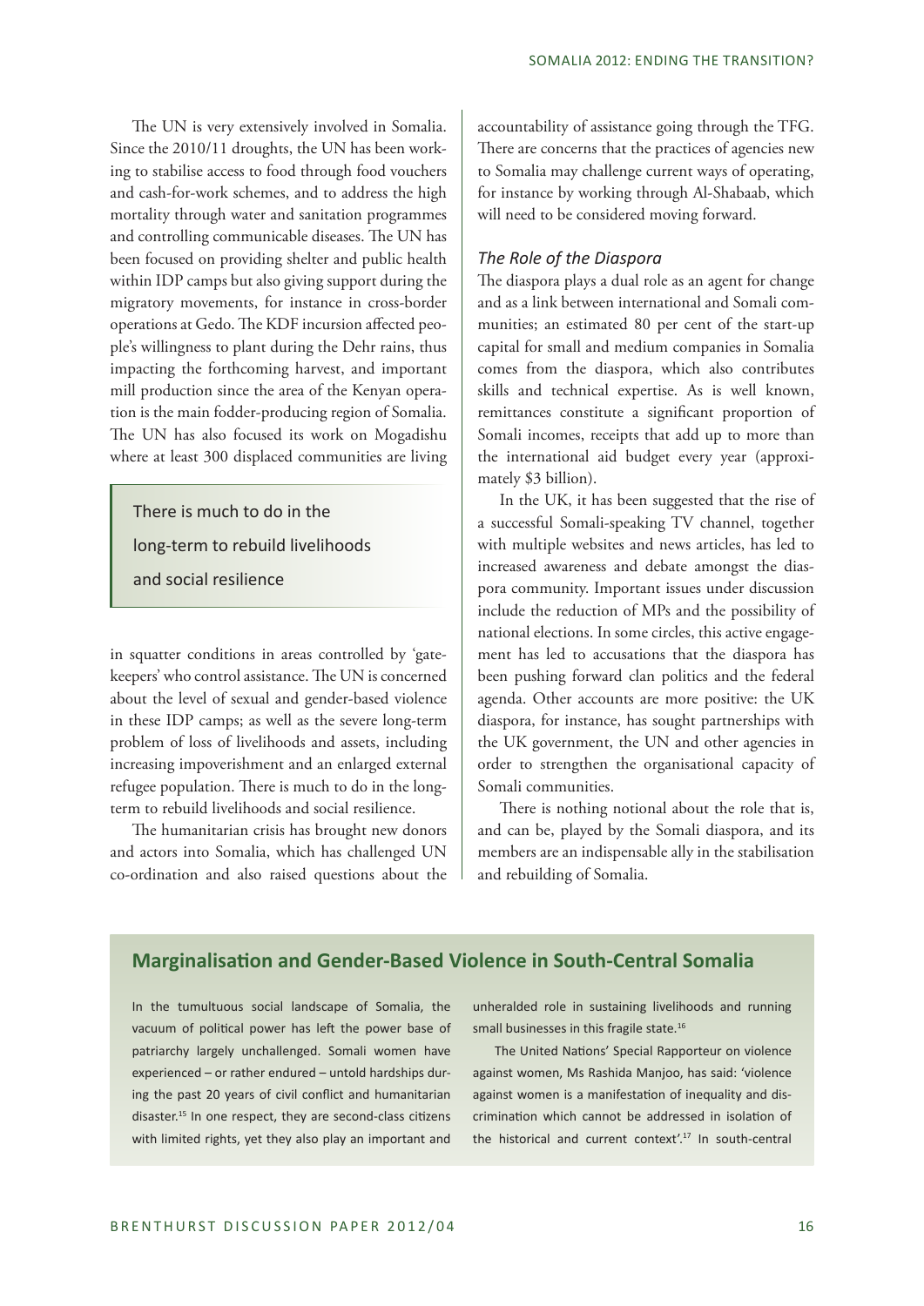The UN is very extensively involved in Somalia. Since the 2010/11 droughts, the UN has been working to stabilise access to food through food vouchers and cash-for-work schemes, and to address the high mortality through water and sanitation programmes and controlling communicable diseases. The UN has been focused on providing shelter and public health within IDP camps but also giving support during the migratory movements, for instance in cross-border operations at Gedo. The KDF incursion affected people's willingness to plant during the Dehr rains, thus impacting the forthcoming harvest, and important mill production since the area of the Kenyan operation is the main fodder-producing region of Somalia. The UN has also focused its work on Mogadishu where at least 300 displaced communities are living in squatter conditions in areas controlled by 'gatekeepers' who control assistance. The UN is concerned about the level of sexual and gender-based violence in these IDP camps; as well as the severe long-term problem of loss of livelihoods and assets, including increasing impoverishment and an enlarged external refugee population. There is much to do in the long-term to rebuild livelihoods and social resilience.

> There is much to do in the long-term to rebuild livelihoods and social resilience

The humanitarian crisis has brought new donors and actors into Somalia, which has challenged UN co-ordination and also raised questions about the accountability of assistance going through the TFG. There are concerns that the practices of agencies new to Somalia may challenge current ways of operating, for instance by working through Al-Shabaab, which will need to be considered moving forward.

### *The Role of the Diaspora*

The diaspora plays a dual role as an agent for change and as a link between international and Somali communities; an estimated 80 per cent of the start-up capital for small and medium companies in Somalia comes from the diaspora, which also contributes skills and technical expertise. As is well known, remittances constitute a significant proportion of Somali incomes, receipts that add up to more than the international aid budget every year (approximately \$3 billion).

In the UK, it has been suggested that the rise of a successful Somali-speaking TV channel, together with multiple websites and news articles, has led to increased awareness and debate amongst the diaspora community. Important issues under discussion include the reduction of MPs and the possibility of national elections. In some circles, this active engagement has led to accusations that the diaspora has been pushing forward clan politics and the federal agenda. Other accounts are more positive: the UK diaspora, for instance, has sought partnerships with the UK government, the UN and other agencies in order to strengthen the organisational capacity of Somali communities.

There is nothing notional about the role that is, and can be, played by the Somali diaspora, and its members are an indispensable ally in the stabilisation and rebuilding of Somalia.

## Marginalisation and Gender-Based Violence in South-Central Somalia

In the tumultuous social landscape of Somalia, the vacuum of political power has left the power base of patriarchy largely unchallenged. Somali women have experienced – or rather endured – untold hardships during the past 20 years of civil conflict and humanitarian disaster.[15] In one respect, they are second-class citizens with limited rights, yet they also play an important and unheralded role in sustaining livelihoods and running small businesses in this fragile state.[16]

The United Nations' Special Rapporteur on violence against women, Ms Rashida Manjoo, has said: 'violence against women is a manifestation of inequality and discrimination which cannot be addressed in isolation of the historical and current context'.[17] In south-central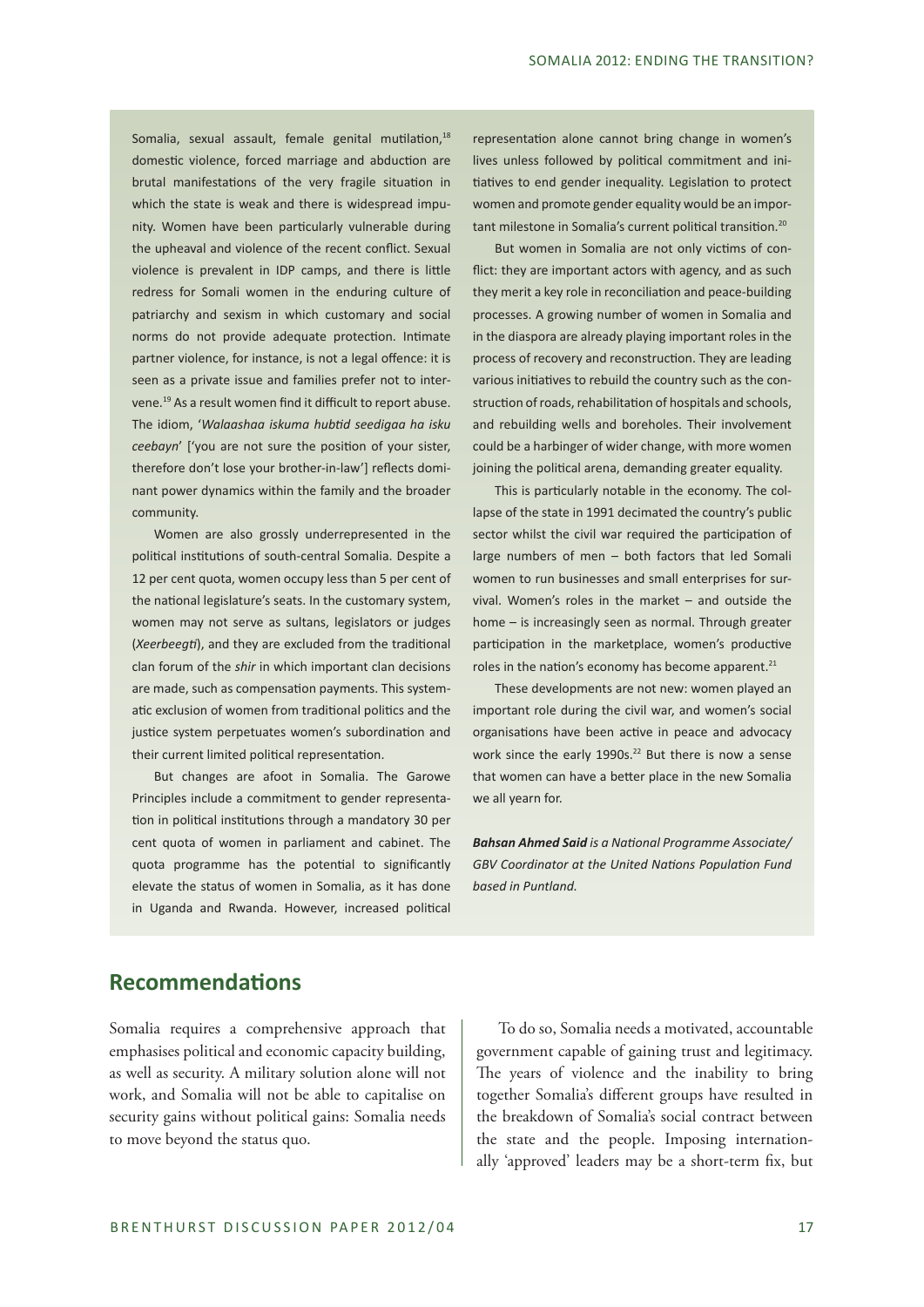Somalia, sexual assault, female genital mutilation,[18] domestic violence, forced marriage and abduction are brutal manifestations of the very fragile situation in which the state is weak and there is widespread impunity. Women have been particularly vulnerable during the upheaval and violence of the recent conflict. Sexual violence is prevalent in IDP camps, and there is little redress for Somali women in the enduring culture of patriarchy and sexism in which customary and social norms do not provide adequate protection. Intimate partner violence, for instance, is not a legal offence: it is seen as a private issue and families prefer not to intervene.[19] As a result women find it difficult to report abuse. The idiom, '*Walaashaa iskuma hubtid seedigaa ha isku ceebayn*' ['you are not sure the position of your sister, therefore don't lose your brother-in-law'] reflects dominant power dynamics within the family and the broader community.

Women are also grossly underrepresented in the political institutions of south-central Somalia. Despite a 12 per cent quota, women occupy less than 5 per cent of the national legislature's seats. In the customary system, women may not serve as sultans, legislators or judges (*Xeerbeegti*), and they are excluded from the traditional clan forum of the *shir* in which important clan decisions are made, such as compensation payments. This systematic exclusion of women from traditional politics and the justice system perpetuates women's subordination and their current limited political representation.

But changes are afoot in Somalia. The Garowe Principles include a commitment to gender representation in political institutions through a mandatory 30 per cent quota of women in parliament and cabinet. The quota programme has the potential to significantly elevate the status of women in Somalia, as it has done in Uganda and Rwanda. However, increased political representation alone cannot bring change in women's lives unless followed by political commitment and initiatives to end gender inequality. Legislation to protect women and promote gender equality would be an important milestone in Somalia's current political transition.[20]

But women in Somalia are not only victims of conflict: they are important actors with agency, and as such they merit a key role in reconciliation and peace-building processes. A growing number of women in Somalia and in the diaspora are already playing important roles in the process of recovery and reconstruction. They are leading various initiatives to rebuild the country such as the construction of roads, rehabilitation of hospitals and schools, and rebuilding wells and boreholes. Their involvement could be a harbinger of wider change, with more women joining the political arena, demanding greater equality.

This is particularly notable in the economy. The collapse of the state in 1991 decimated the country's public sector whilst the civil war required the participation of large numbers of men – both factors that led Somali women to run businesses and small enterprises for survival. Women's roles in the market – and outside the home – is increasingly seen as normal. Through greater participation in the marketplace, women's productive roles in the nation's economy has become apparent.[21]

These developments are not new: women played an important role during the civil war, and women's social organisations have been active in peace and advocacy work since the early 1990s.[22] But there is now a sense that women can have a better place in the new Somalia we all yearn for.

***Bahsan Ahmed Said** is a National Programme Associate/ GBV Coordinator at the United Nations Population Fund based in Puntland.*

## Recommendations

Somalia requires a comprehensive approach that emphasises political and economic capacity building, as well as security. A military solution alone will not work, and Somalia will not be able to capitalise on security gains without political gains: Somalia needs to move beyond the status quo.

To do so, Somalia needs a motivated, accountable government capable of gaining trust and legitimacy. The years of violence and the inability to bring together Somalia's different groups have resulted in the breakdown of Somalia's social contract between the state and the people. Imposing internationally 'approved' leaders may be a short-term fix, but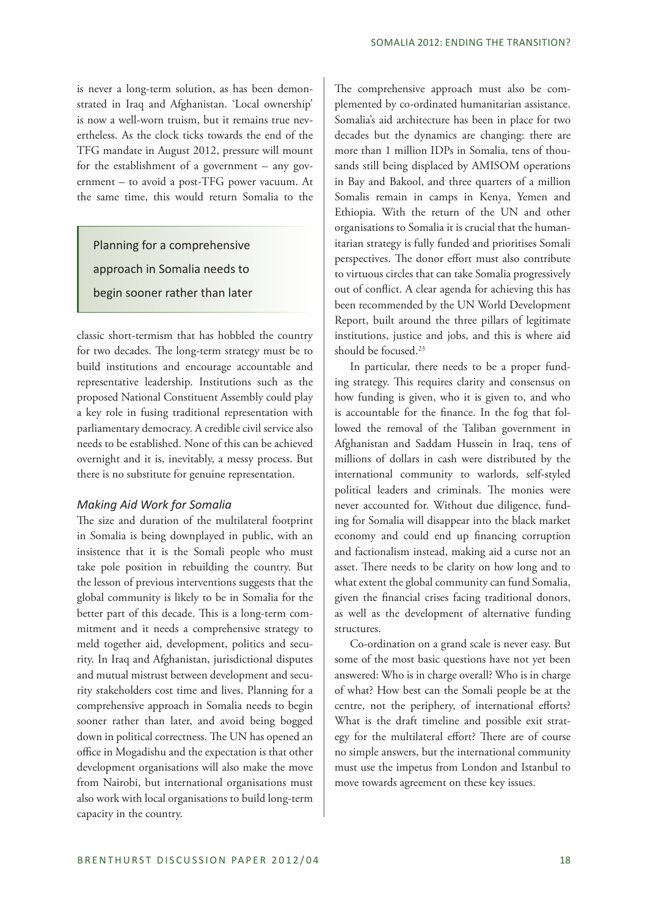is never a long-term solution, as has been demonstrated in Iraq and Afghanistan. 'Local ownership' is now a well-worn truism, but it remains true nevertheless. As the clock ticks towards the end of the TFG mandate in August 2012, pressure will mount for the establishment of a government – any government – to avoid a post-TFG power vacuum. At the same time, this would return Somalia to the classic short-termism that has hobbled the country for two decades. The long-term strategy must be to build institutions and encourage accountable and representative leadership. Institutions such as the proposed National Constituent Assembly could play a key role in fusing traditional representation with parliamentary democracy. A credible civil service also needs to be established. None of this can be achieved overnight and it is, inevitably, a messy process. But there is no substitute for genuine representation.

> Planning for a comprehensive approach in Somalia needs to begin sooner rather than later

### *Making Aid Work for Somalia*

The size and duration of the multilateral footprint in Somalia is being downplayed in public, with an insistence that it is the Somali people who must take pole position in rebuilding the country. But the lesson of previous interventions suggests that the global community is likely to be in Somalia for the better part of this decade. This is a long-term commitment and it needs a comprehensive strategy to meld together aid, development, politics and security. In Iraq and Afghanistan, jurisdictional disputes and mutual mistrust between development and security stakeholders cost time and lives. Planning for a comprehensive approach in Somalia needs to begin sooner rather than later, and avoid being bogged down in political correctness. The UN has opened an office in Mogadishu and the expectation is that other development organisations will also make the move from Nairobi, but international organisations must also work with local organisations to build long-term capacity in the country.

The comprehensive approach must also be complemented by co-ordinated humanitarian assistance. Somalia's aid architecture has been in place for two decades but the dynamics are changing: there are more than 1 million IDPs in Somalia, tens of thousands still being displaced by AMISOM operations in Bay and Bakool, and three quarters of a million Somalis remain in camps in Kenya, Yemen and Ethiopia. With the return of the UN and other organisations to Somalia it is crucial that the humanitarian strategy is fully funded and prioritises Somali perspectives. The donor effort must also contribute to virtuous circles that can take Somalia progressively out of conflict. A clear agenda for achieving this has been recommended by the UN World Development Report, built around the three pillars of legitimate institutions, justice and jobs, and this is where aid should be focused.[23]

In particular, there needs to be a proper funding strategy. This requires clarity and consensus on how funding is given, who it is given to, and who is accountable for the finance. In the fog that followed the removal of the Taliban government in Afghanistan and Saddam Hussein in Iraq, tens of millions of dollars in cash were distributed by the international community to warlords, self-styled political leaders and criminals. The monies were never accounted for. Without due diligence, funding for Somalia will disappear into the black market economy and could end up financing corruption and factionalism instead, making aid a curse not an asset. There needs to be clarity on how long and to what extent the global community can fund Somalia, given the financial crises facing traditional donors, as well as the development of alternative funding structures.

Co-ordination on a grand scale is never easy. But some of the most basic questions have not yet been answered: Who is in charge overall? Who is in charge of what? How best can the Somali people be at the centre, not the periphery, of international efforts? What is the draft timeline and possible exit strategy for the multilateral effort? There are of course no simple answers, but the international community must use the impetus from London and Istanbul to move towards agreement on these key issues.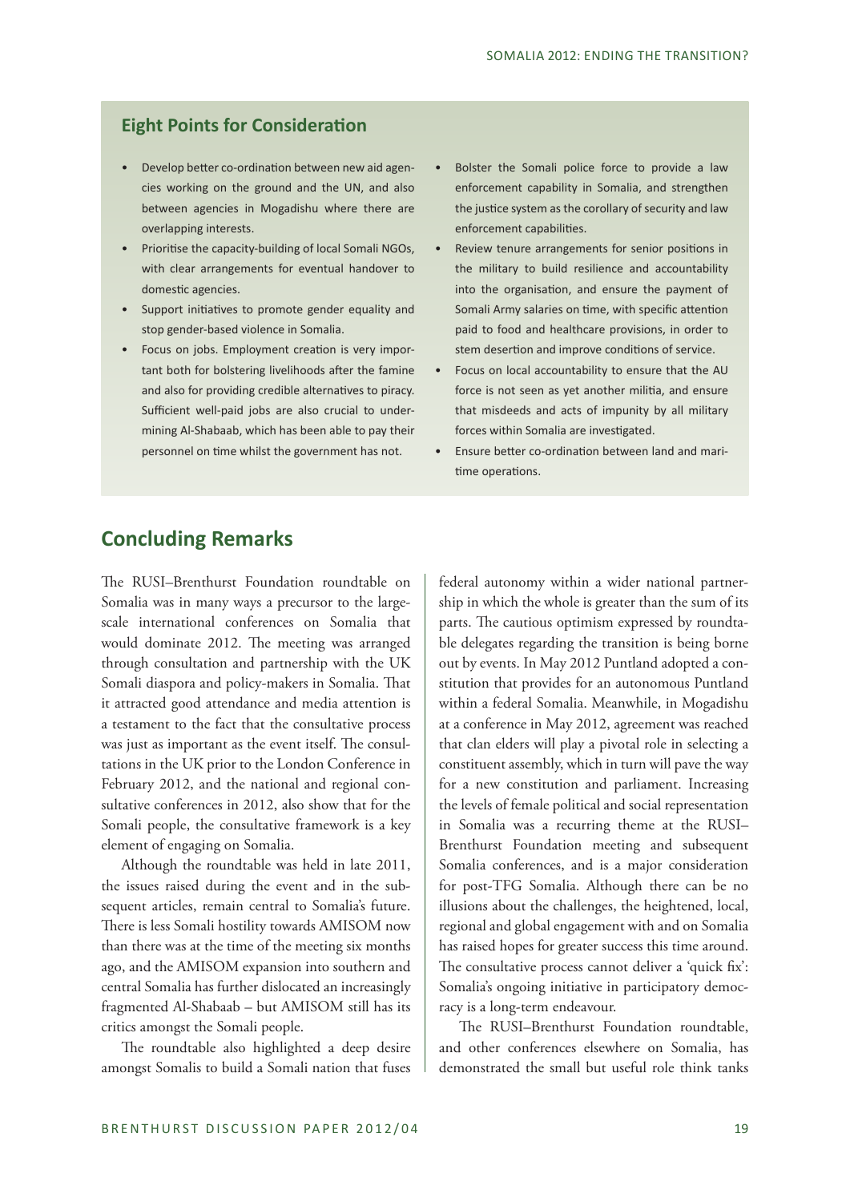## Eight Points for Consideration

- Develop better co-ordination between new aid agencies working on the ground and the UN, and also between agencies in Mogadishu where there are overlapping interests.
- Prioritise the capacity-building of local Somali NGOs, with clear arrangements for eventual handover to domestic agencies.
- Support initiatives to promote gender equality and stop gender-based violence in Somalia.
- Focus on jobs. Employment creation is very important both for bolstering livelihoods after the famine and also for providing credible alternatives to piracy. Sufficient well-paid jobs are also crucial to undermining Al-Shabaab, which has been able to pay their personnel on time whilst the government has not.
- Bolster the Somali police force to provide a law enforcement capability in Somalia, and strengthen the justice system as the corollary of security and law enforcement capabilities.
- Review tenure arrangements for senior positions in the military to build resilience and accountability into the organisation, and ensure the payment of Somali Army salaries on time, with specific attention paid to food and healthcare provisions, in order to stem desertion and improve conditions of service.
- Focus on local accountability to ensure that the AU force is not seen as yet another militia, and ensure that misdeeds and acts of impunity by all military forces within Somalia are investigated.
- Ensure better co-ordination between land and maritime operations.

## Concluding Remarks

The RUSI–Brenthurst Foundation roundtable on Somalia was in many ways a precursor to the large-scale international conferences on Somalia that would dominate 2012. The meeting was arranged through consultation and partnership with the UK Somali diaspora and policy-makers in Somalia. That it attracted good attendance and media attention is a testament to the fact that the consultative process was just as important as the event itself. The consultations in the UK prior to the London Conference in February 2012, and the national and regional consultative conferences in 2012, also show that for the Somali people, the consultative framework is a key element of engaging on Somalia.

Although the roundtable was held in late 2011, the issues raised during the event and in the subsequent articles, remain central to Somalia's future. There is less Somali hostility towards AMISOM now than there was at the time of the meeting six months ago, and the AMISOM expansion into southern and central Somalia has further dislocated an increasingly fragmented Al-Shabaab – but AMISOM still has its critics amongst the Somali people.

The roundtable also highlighted a deep desire amongst Somalis to build a Somali nation that fuses federal autonomy within a wider national partnership in which the whole is greater than the sum of its parts. The cautious optimism expressed by roundtable delegates regarding the transition is being borne out by events. In May 2012 Puntland adopted a constitution that provides for an autonomous Puntland within a federal Somalia. Meanwhile, in Mogadishu at a conference in May 2012, agreement was reached that clan elders will play a pivotal role in selecting a constituent assembly, which in turn will pave the way for a new constitution and parliament. Increasing the levels of female political and social representation in Somalia was a recurring theme at the RUSI–Brenthurst Foundation meeting and subsequent Somalia conferences, and is a major consideration for post-TFG Somalia. Although there can be no illusions about the challenges, the heightened, local, regional and global engagement with and on Somalia has raised hopes for greater success this time around. The consultative process cannot deliver a 'quick fix': Somalia's ongoing initiative in participatory democracy is a long-term endeavour.

The RUSI–Brenthurst Foundation roundtable, and other conferences elsewhere on Somalia, has demonstrated the small but useful role think tanks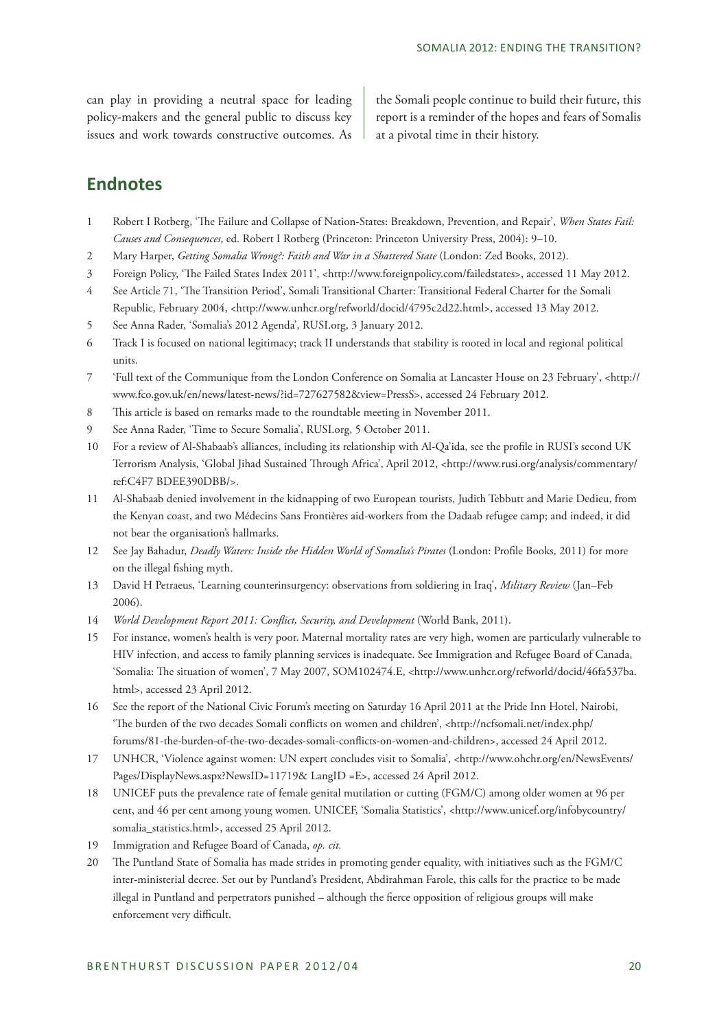can play in providing a neutral space for leading policy-makers and the general public to discuss key issues and work towards constructive outcomes. As the Somali people continue to build their future, this report is a reminder of the hopes and fears of Somalis at a pivotal time in their history.

## Endnotes

1. Robert I Rotberg, 'The Failure and Collapse of Nation-States: Breakdown, Prevention, and Repair', *When States Fail: Causes and Consequences*, ed. Robert I Rotberg (Princeton: Princeton University Press, 2004): 9–10.
2. Mary Harper, *Getting Somalia Wrong?: Faith and War in a Shattered State* (London: Zed Books, 2012).
3. Foreign Policy, 'The Failed States Index 2011', <http://www.foreignpolicy.com/failedstates>, accessed 11 May 2012.
4. See Article 71, 'The Transition Period', Somali Transitional Charter: Transitional Federal Charter for the Somali Republic, February 2004, <http://www.unhcr.org/refworld/docid/4795c2d22.html>, accessed 13 May 2012.
5. See Anna Rader, 'Somalia's 2012 Agenda', RUSI.org, 3 January 2012.
6. Track I is focused on national legitimacy; track II understands that stability is rooted in local and regional political units.
7. 'Full text of the Communique from the London Conference on Somalia at Lancaster House on 23 February', <http://www.fco.gov.uk/en/news/latest-news/?id=727627582&view=PressS>, accessed 24 February 2012.
8. This article is based on remarks made to the roundtable meeting in November 2011.
9. See Anna Rader, 'Time to Secure Somalia', RUSI.org, 5 October 2011.
10. For a review of Al-Shabaab's alliances, including its relationship with Al-Qa'ida, see the profile in RUSI's second UK Terrorism Analysis, 'Global Jihad Sustained Through Africa', April 2012, <http://www.rusi.org/analysis/commentary/ref:C4F7 BDEE390DBB/>.
11. Al-Shabaab denied involvement in the kidnapping of two European tourists, Judith Tebbutt and Marie Dedieu, from the Kenyan coast, and two Médecins Sans Frontières aid-workers from the Dadaab refugee camp; and indeed, it did not bear the organisation's hallmarks.
12. See Jay Bahadur, *Deadly Waters: Inside the Hidden World of Somalia's Pirates* (London: Profile Books, 2011) for more on the illegal fishing myth.
13. David H Petraeus, 'Learning counterinsurgency: observations from soldiering in Iraq', *Military Review* (Jan–Feb 2006).
14. *World Development Report 2011: Conflict, Security, and Development* (World Bank, 2011).
15. For instance, women's health is very poor. Maternal mortality rates are very high, women are particularly vulnerable to HIV infection, and access to family planning services is inadequate. See Immigration and Refugee Board of Canada, 'Somalia: The situation of women', 7 May 2007, SOM102474.E, <http://www.unhcr.org/refworld/docid/46fa537ba.html>, accessed 23 April 2012.
16. See the report of the National Civic Forum's meeting on Saturday 16 April 2011 at the Pride Inn Hotel, Nairobi, 'The burden of the two decades Somali conflicts on women and children', <http://ncfsomali.net/index.php/forums/81-the-burden-of-the-two-decades-somali-conflicts-on-women-and-children>, accessed 24 April 2012.
17. UNHCR, 'Violence against women: UN expert concludes visit to Somalia', <http://www.ohchr.org/en/NewsEvents/Pages/DisplayNews.aspx?NewsID=11719& LangID =E>, accessed 24 April 2012.
18. UNICEF puts the prevalence rate of female genital mutilation or cutting (FGM/C) among older women at 96 per cent, and 46 per cent among young women. UNICEF, 'Somalia Statistics', <http://www.unicef.org/infobycountry/somalia_statistics.html>, accessed 25 April 2012.
19. Immigration and Refugee Board of Canada, *op. cit.*
20. The Puntland State of Somalia has made strides in promoting gender equality, with initiatives such as the FGM/C inter-ministerial decree. Set out by Puntland's President, Abdirahman Farole, this calls for the practice to be made illegal in Puntland and perpetrators punished – although the fierce opposition of religious groups will make enforcement very difficult.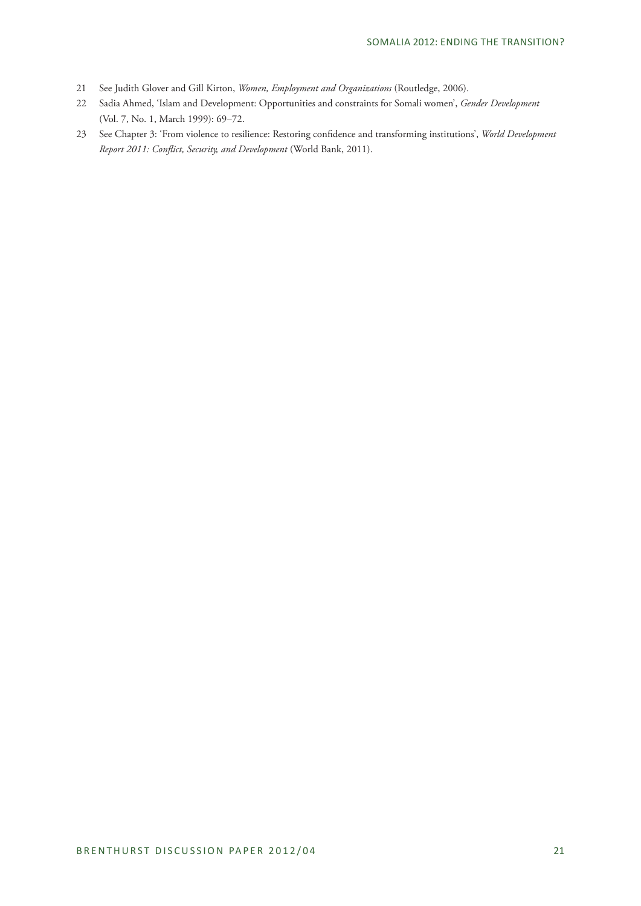21 See Judith Glover and Gill Kirton, *Women, Employment and Organizations* (Routledge, 2006).

22 Sadia Ahmed, 'Islam and Development: Opportunities and constraints for Somali women', *Gender Development* (Vol. 7, No. 1, March 1999): 69–72.

23 See Chapter 3: 'From violence to resilience: Restoring confidence and transforming institutions', *World Development Report 2011: Conflict, Security, and Development* (World Bank, 2011).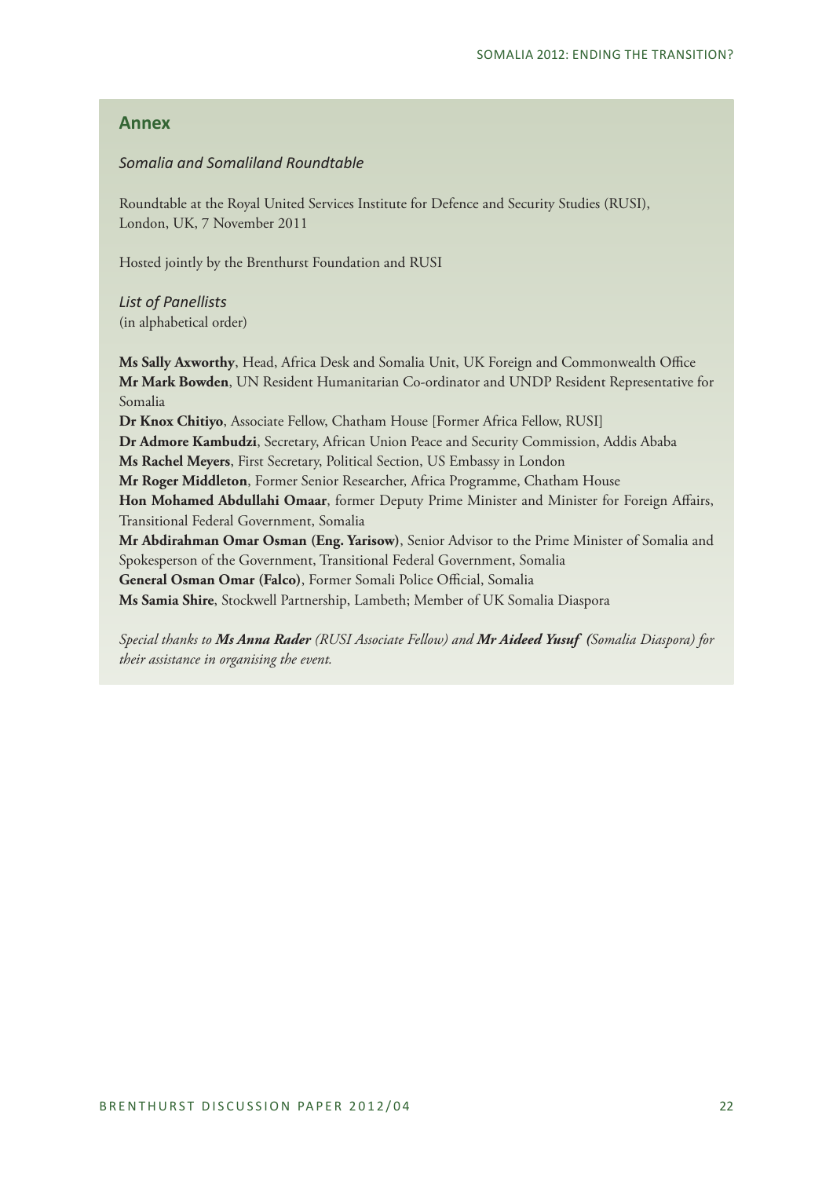## Annex

*Somalia and Somaliland Roundtable*

Roundtable at the Royal United Services Institute for Defence and Security Studies (RUSI), London, UK, 7 November 2011

Hosted jointly by the Brenthurst Foundation and RUSI

*List of Panellists*
(in alphabetical order)

**Ms Sally Axworthy**, Head, Africa Desk and Somalia Unit, UK Foreign and Commonwealth Office
**Mr Mark Bowden**, UN Resident Humanitarian Co-ordinator and UNDP Resident Representative for Somalia
**Dr Knox Chitiyo**, Associate Fellow, Chatham House [Former Africa Fellow, RUSI]
**Dr Admore Kambudzi**, Secretary, African Union Peace and Security Commission, Addis Ababa
**Ms Rachel Meyers**, First Secretary, Political Section, US Embassy in London
**Mr Roger Middleton**, Former Senior Researcher, Africa Programme, Chatham House
**Hon Mohamed Abdullahi Omaar**, former Deputy Prime Minister and Minister for Foreign Affairs, Transitional Federal Government, Somalia
**Mr Abdirahman Omar Osman (Eng. Yarisow)**, Senior Advisor to the Prime Minister of Somalia and Spokesperson of the Government, Transitional Federal Government, Somalia
**General Osman Omar (Falco)**, Former Somali Police Official, Somalia
**Ms Samia Shire**, Stockwell Partnership, Lambeth; Member of UK Somalia Diaspora

*Special thanks to **Ms Anna Rader** (RUSI Associate Fellow) and **Mr Aideed Yusuf** (Somalia Diaspora) for their assistance in organising the event.*